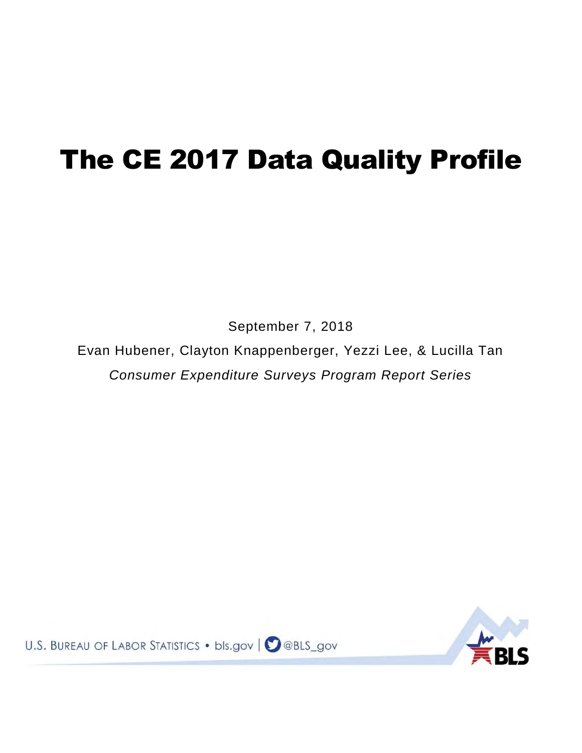# The CE 2017 Data Quality Profile

September 7, 2018

Evan Hubener, Clayton Knappenberger, Yezzi Lee, & Lucilla Tan

*Consumer Expenditure Surveys Program Report Series*

U.S. BUREAU OF LABOR STATISTICS • bls.gov | @BLS_gov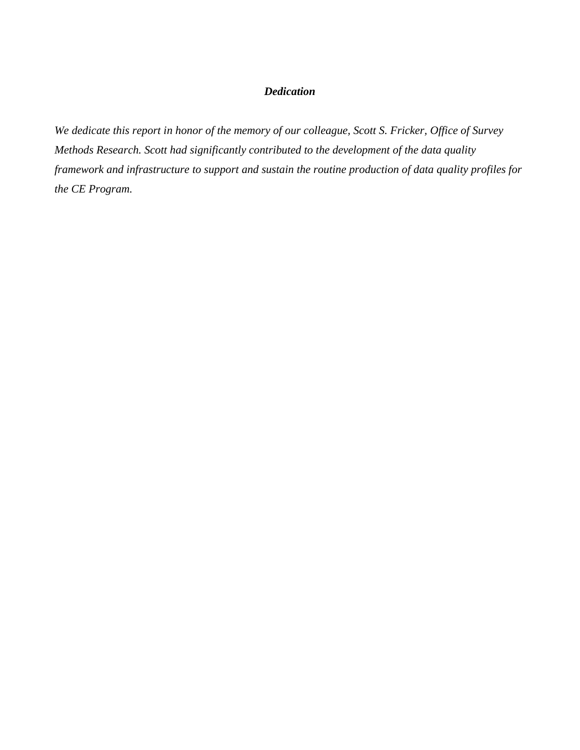***Dedication***

*We dedicate this report in honor of the memory of our colleague, Scott S. Fricker, Office of Survey Methods Research. Scott had significantly contributed to the development of the data quality framework and infrastructure to support and sustain the routine production of data quality profiles for the CE Program.*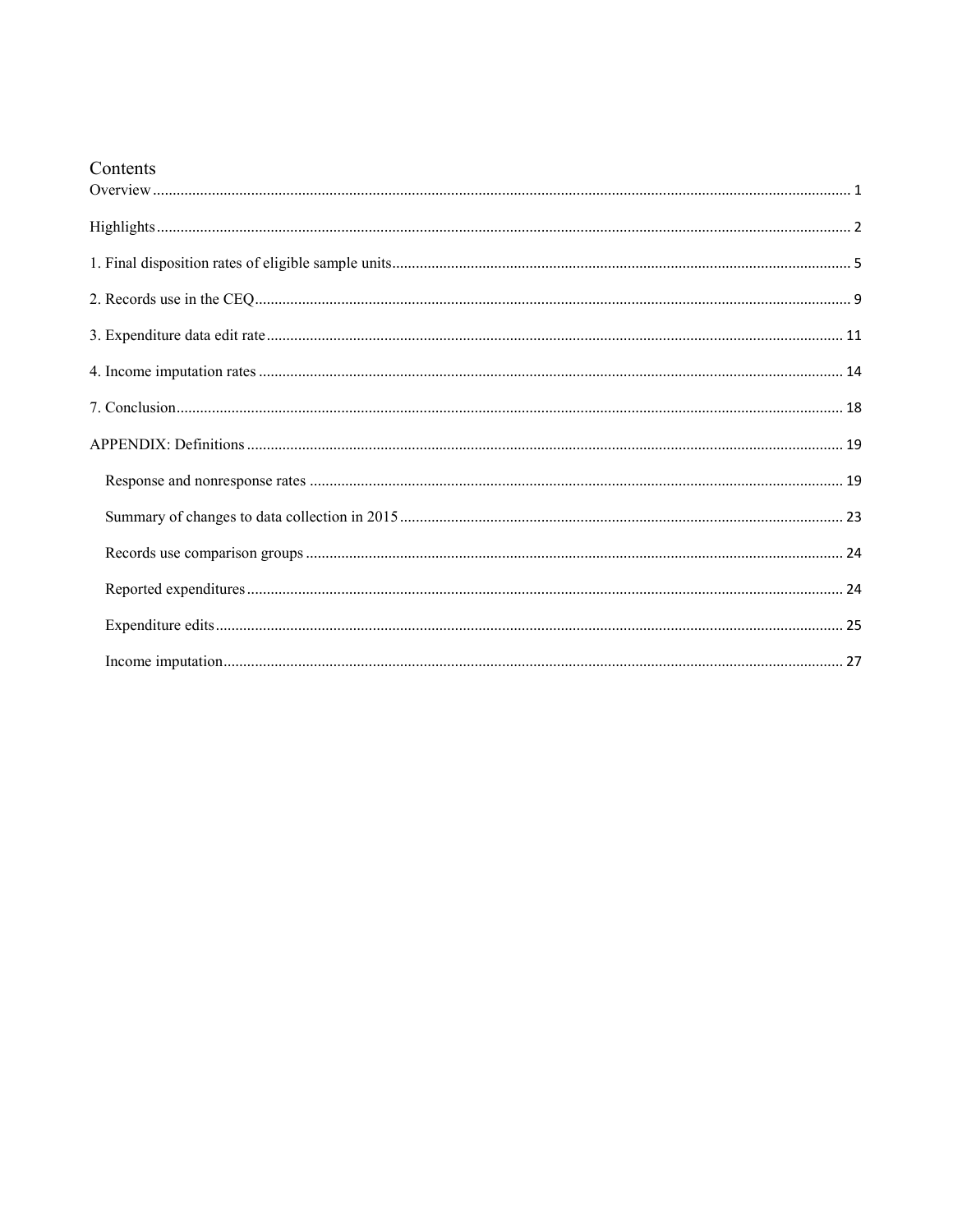# Contents

Overview ........................................................................................ 1

Highlights ........................................................................................ 2

1. Final disposition rates of eligible sample units ........................................................................................ 5

2. Records use in the CEQ ........................................................................................ 9

3. Expenditure data edit rate ........................................................................................ 11

4. Income imputation rates ........................................................................................ 14

7. Conclusion ........................................................................................ 18

APPENDIX: Definitions ........................................................................................ 19

- Response and nonresponse rates ........................................................................................ 19
- Summary of changes to data collection in 2015 ........................................................................................ 23
- Records use comparison groups ........................................................................................ 24
- Reported expenditures ........................................................................................ 24
- Expenditure edits ........................................................................................ 25
- Income imputation ........................................................................................ 27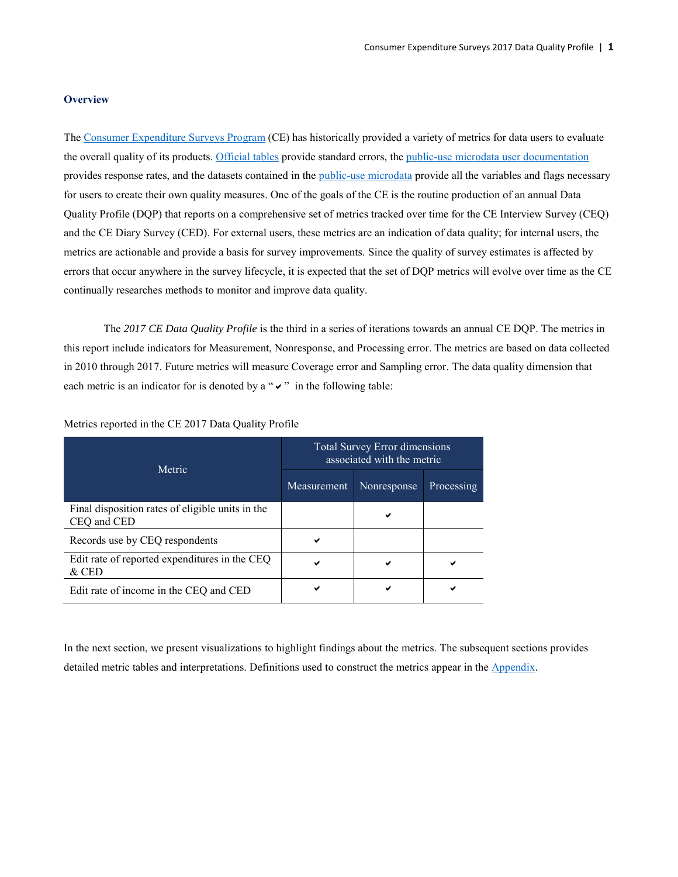## Overview

The Consumer Expenditure Surveys Program (CE) has historically provided a variety of metrics for data users to evaluate the overall quality of its products. Official tables provide standard errors, the public-use microdata user documentation provides response rates, and the datasets contained in the public-use microdata provide all the variables and flags necessary for users to create their own quality measures. One of the goals of the CE is the routine production of an annual Data Quality Profile (DQP) that reports on a comprehensive set of metrics tracked over time for the CE Interview Survey (CEQ) and the CE Diary Survey (CED). For external users, these metrics are an indication of data quality; for internal users, the metrics are actionable and provide a basis for survey improvements. Since the quality of survey estimates is affected by errors that occur anywhere in the survey lifecycle, it is expected that the set of DQP metrics will evolve over time as the CE continually researches methods to monitor and improve data quality.

The *2017 CE Data Quality Profile* is the third in a series of iterations towards an annual CE DQP. The metrics in this report include indicators for Measurement, Nonresponse, and Processing error. The metrics are based on data collected in 2010 through 2017. Future metrics will measure Coverage error and Sampling error. The data quality dimension that each metric is an indicator for is denoted by a "✔" in the following table:

Metrics reported in the CE 2017 Data Quality Profile

| Metric | Total Survey Error dimensions associated with the metric | | |
|---|---|---|---|
| | Measurement | Nonresponse | Processing |
| Final disposition rates of eligible units in the CEQ and CED | | ✔ | |
| Records use by CEQ respondents | ✔ | | |
| Edit rate of reported expenditures in the CEQ & CED | ✔ | ✔ | ✔ |
| Edit rate of income in the CEQ and CED | ✔ | ✔ | ✔ |

In the next section, we present visualizations to highlight findings about the metrics. The subsequent sections provides detailed metric tables and interpretations. Definitions used to construct the metrics appear in the Appendix.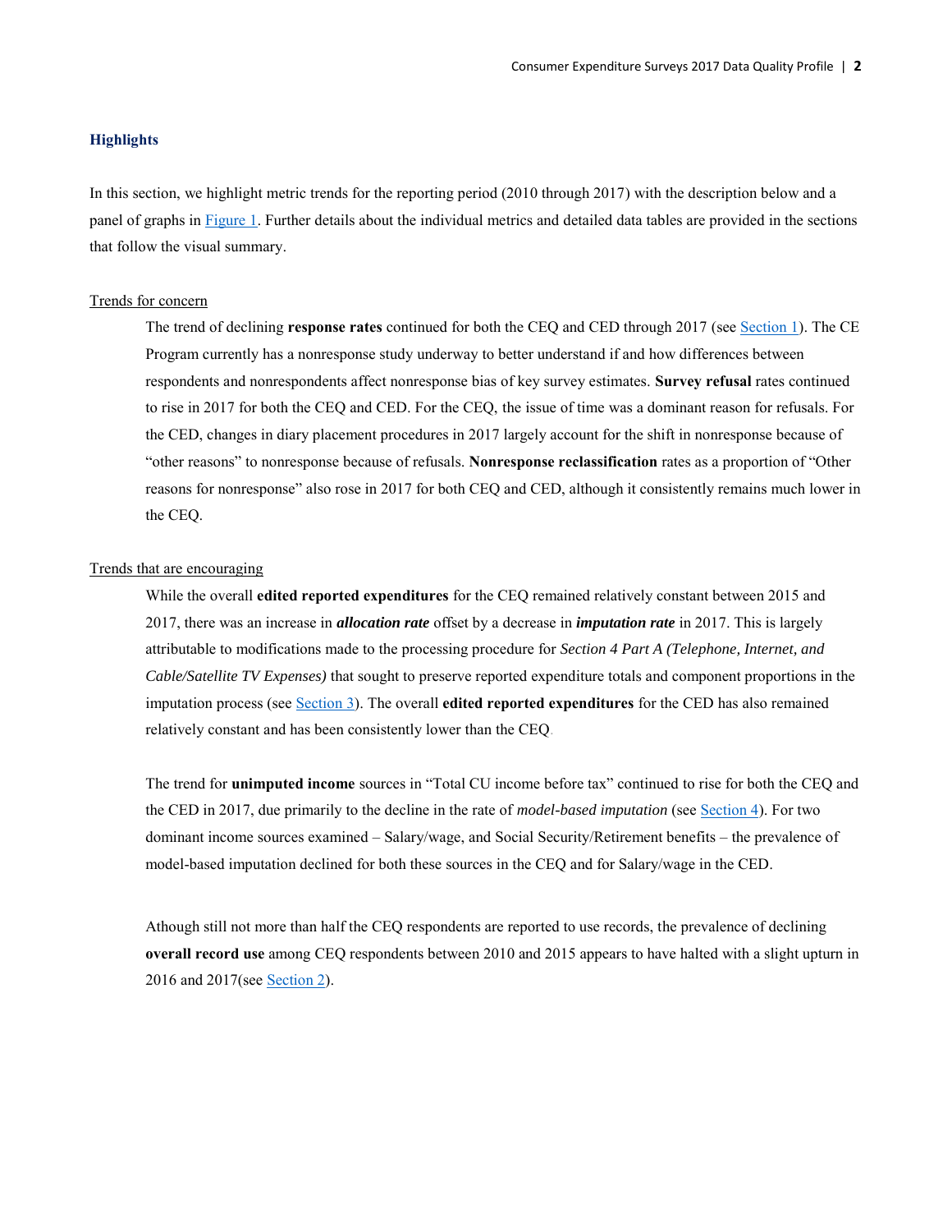## Highlights

In this section, we highlight metric trends for the reporting period (2010 through 2017) with the description below and a panel of graphs in Figure 1. Further details about the individual metrics and detailed data tables are provided in the sections that follow the visual summary.

Trends for concern

The trend of declining **response rates** continued for both the CEQ and CED through 2017 (see Section 1). The CE Program currently has a nonresponse study underway to better understand if and how differences between respondents and nonrespondents affect nonresponse bias of key survey estimates. **Survey refusal** rates continued to rise in 2017 for both the CEQ and CED. For the CEQ, the issue of time was a dominant reason for refusals. For the CED, changes in diary placement procedures in 2017 largely account for the shift in nonresponse because of "other reasons" to nonresponse because of refusals. **Nonresponse reclassification** rates as a proportion of "Other reasons for nonresponse" also rose in 2017 for both CEQ and CED, although it consistently remains much lower in the CEQ.

Trends that are encouraging

While the overall **edited reported expenditures** for the CEQ remained relatively constant between 2015 and 2017, there was an increase in ***allocation rate*** offset by a decrease in ***imputation rate*** in 2017. This is largely attributable to modifications made to the processing procedure for *Section 4 Part A (Telephone, Internet, and Cable/Satellite TV Expenses)* that sought to preserve reported expenditure totals and component proportions in the imputation process (see Section 3). The overall **edited reported expenditures** for the CED has also remained relatively constant and has been consistently lower than the CEQ.

The trend for **unimputed income** sources in "Total CU income before tax" continued to rise for both the CEQ and the CED in 2017, due primarily to the decline in the rate of *model-based imputation* (see Section 4). For two dominant income sources examined – Salary/wage, and Social Security/Retirement benefits – the prevalence of model-based imputation declined for both these sources in the CEQ and for Salary/wage in the CED.

Athough still not more than half the CEQ respondents are reported to use records, the prevalence of declining **overall record use** among CEQ respondents between 2010 and 2015 appears to have halted with a slight upturn in 2016 and 2017(see Section 2).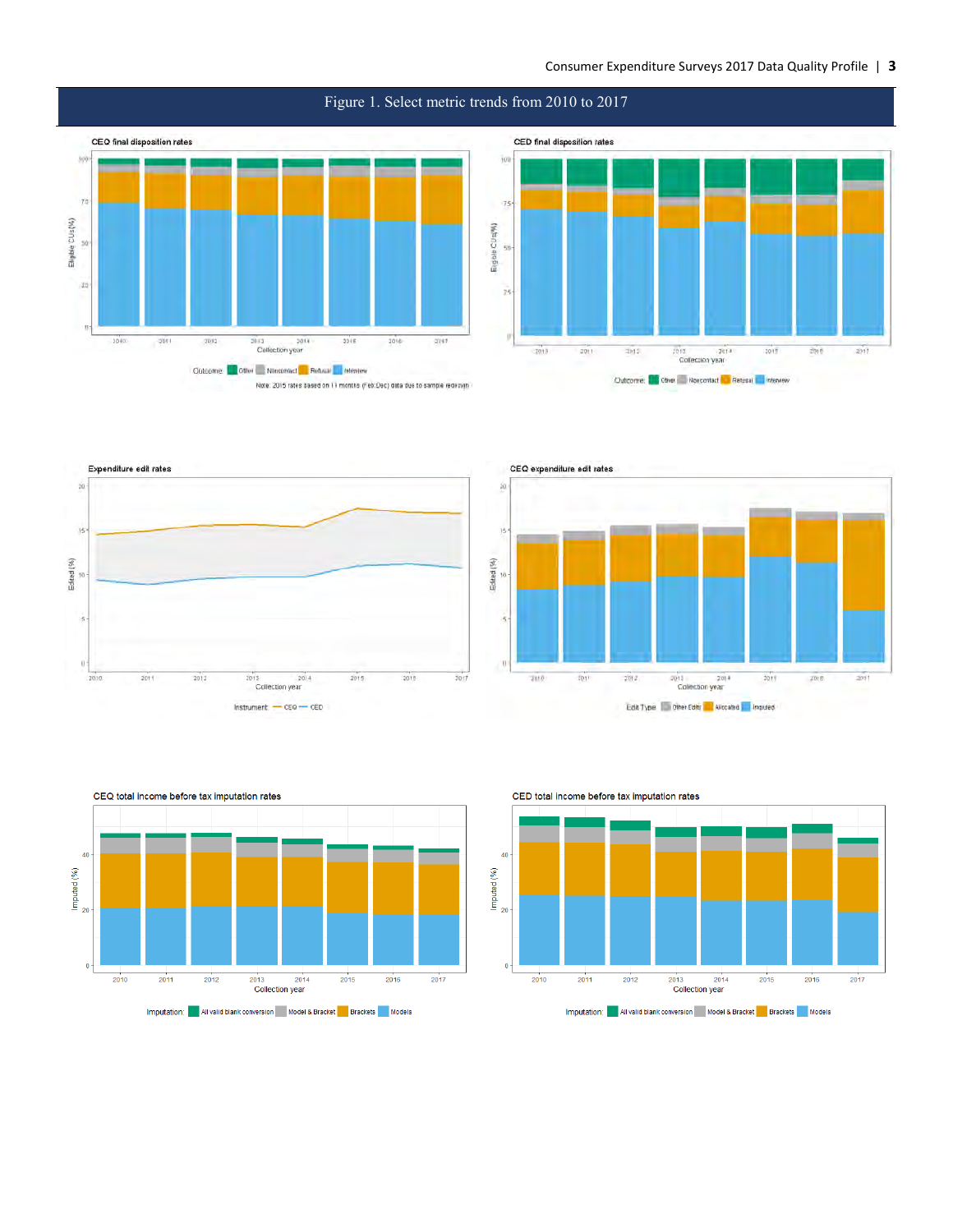# Figure 1. Select metric trends from 2010 to 2017

**CEQ final disposition rates**

Outcome: Other, Noncontact, Refusal, Interview

Note: 2015 rates based on 11 months (Feb-Dec) data due to sample redesign

**CED final disposition rates**

Outcome: Other, Noncontact, Refusal, Interview

**Expenditure edit rates**

Instrument: CEQ, CED

**CEQ expenditure edit rates**

Edit Type: Other Edits, Allocated, Imputed

**CEQ total income before tax imputation rates**

Imputation: All valid blank conversion, Model & Bracket, Brackets, Models

**CED total income before tax imputation rates**

Imputation: All valid blank conversion, Model & Bracket, Brackets, Models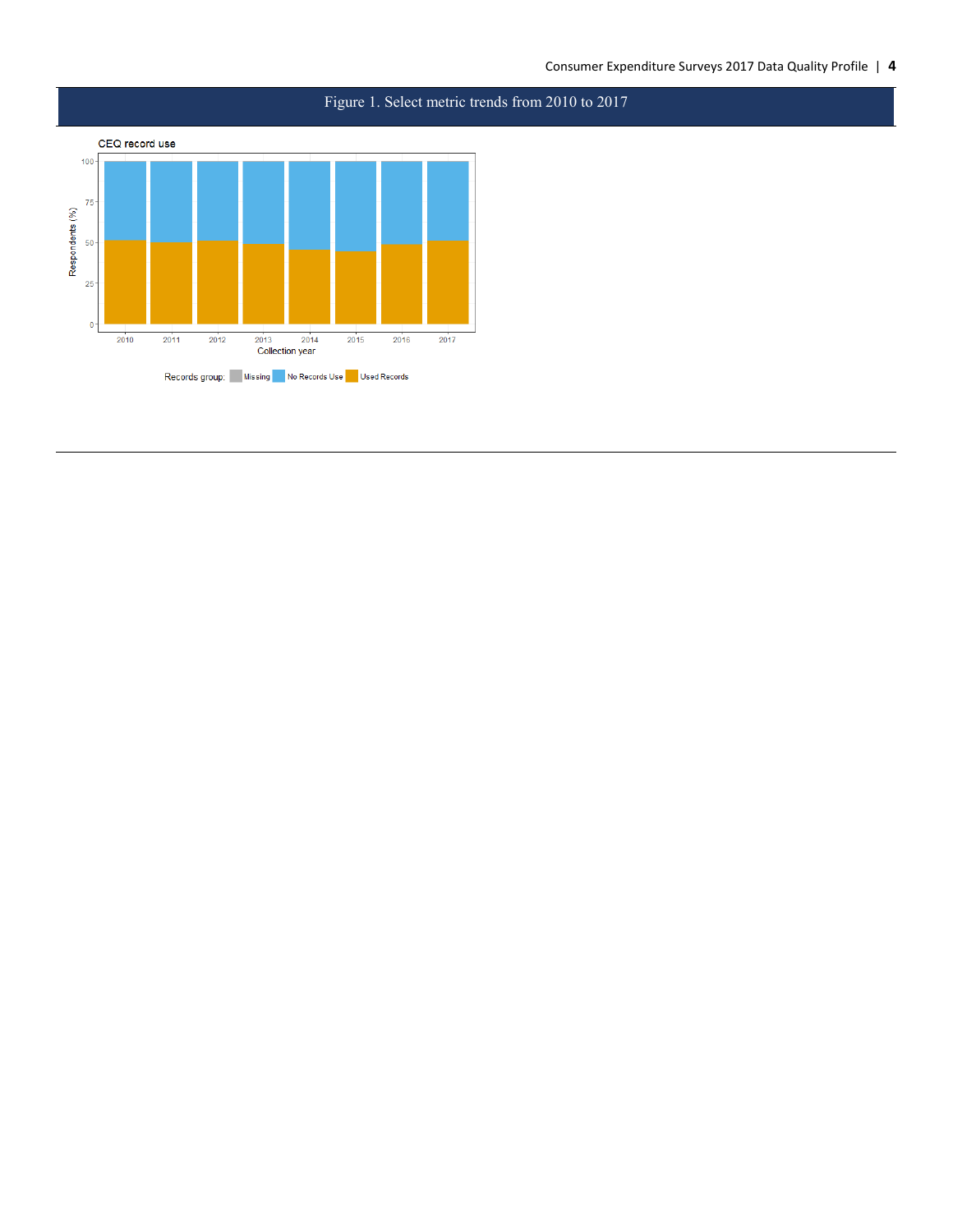# Figure 1. Select metric trends from 2010 to 2017

CEQ record use

Records group: Missing, No Records Use, Used Records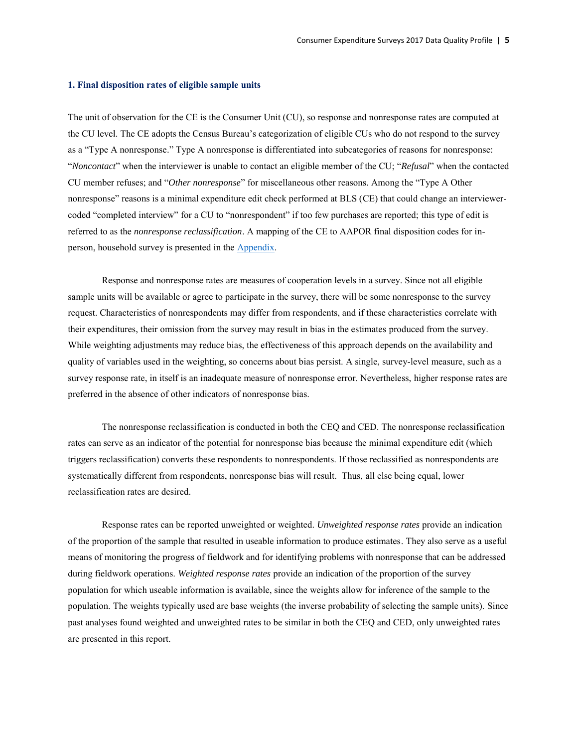### 1. Final disposition rates of eligible sample units

The unit of observation for the CE is the Consumer Unit (CU), so response and nonresponse rates are computed at the CU level. The CE adopts the Census Bureau's categorization of eligible CUs who do not respond to the survey as a "Type A nonresponse." Type A nonresponse is differentiated into subcategories of reasons for nonresponse: "*Noncontact*" when the interviewer is unable to contact an eligible member of the CU; "*Refusal*" when the contacted CU member refuses; and "*Other nonresponse*" for miscellaneous other reasons. Among the "Type A Other nonresponse" reasons is a minimal expenditure edit check performed at BLS (CE) that could change an interviewer-coded "completed interview" for a CU to "nonrespondent" if too few purchases are reported; this type of edit is referred to as the *nonresponse reclassification*. A mapping of the CE to AAPOR final disposition codes for in-person, household survey is presented in the Appendix.

Response and nonresponse rates are measures of cooperation levels in a survey. Since not all eligible sample units will be available or agree to participate in the survey, there will be some nonresponse to the survey request. Characteristics of nonrespondents may differ from respondents, and if these characteristics correlate with their expenditures, their omission from the survey may result in bias in the estimates produced from the survey. While weighting adjustments may reduce bias, the effectiveness of this approach depends on the availability and quality of variables used in the weighting, so concerns about bias persist. A single, survey-level measure, such as a survey response rate, in itself is an inadequate measure of nonresponse error. Nevertheless, higher response rates are preferred in the absence of other indicators of nonresponse bias.

The nonresponse reclassification is conducted in both the CEQ and CED. The nonresponse reclassification rates can serve as an indicator of the potential for nonresponse bias because the minimal expenditure edit (which triggers reclassification) converts these respondents to nonrespondents. If those reclassified as nonrespondents are systematically different from respondents, nonresponse bias will result. Thus, all else being equal, lower reclassification rates are desired.

Response rates can be reported unweighted or weighted. *Unweighted response rates* provide an indication of the proportion of the sample that resulted in useable information to produce estimates. They also serve as a useful means of monitoring the progress of fieldwork and for identifying problems with nonresponse that can be addressed during fieldwork operations. *Weighted response rates* provide an indication of the proportion of the survey population for which useable information is available, since the weights allow for inference of the sample to the population. The weights typically used are base weights (the inverse probability of selecting the sample units). Since past analyses found weighted and unweighted rates to be similar in both the CEQ and CED, only unweighted rates are presented in this report.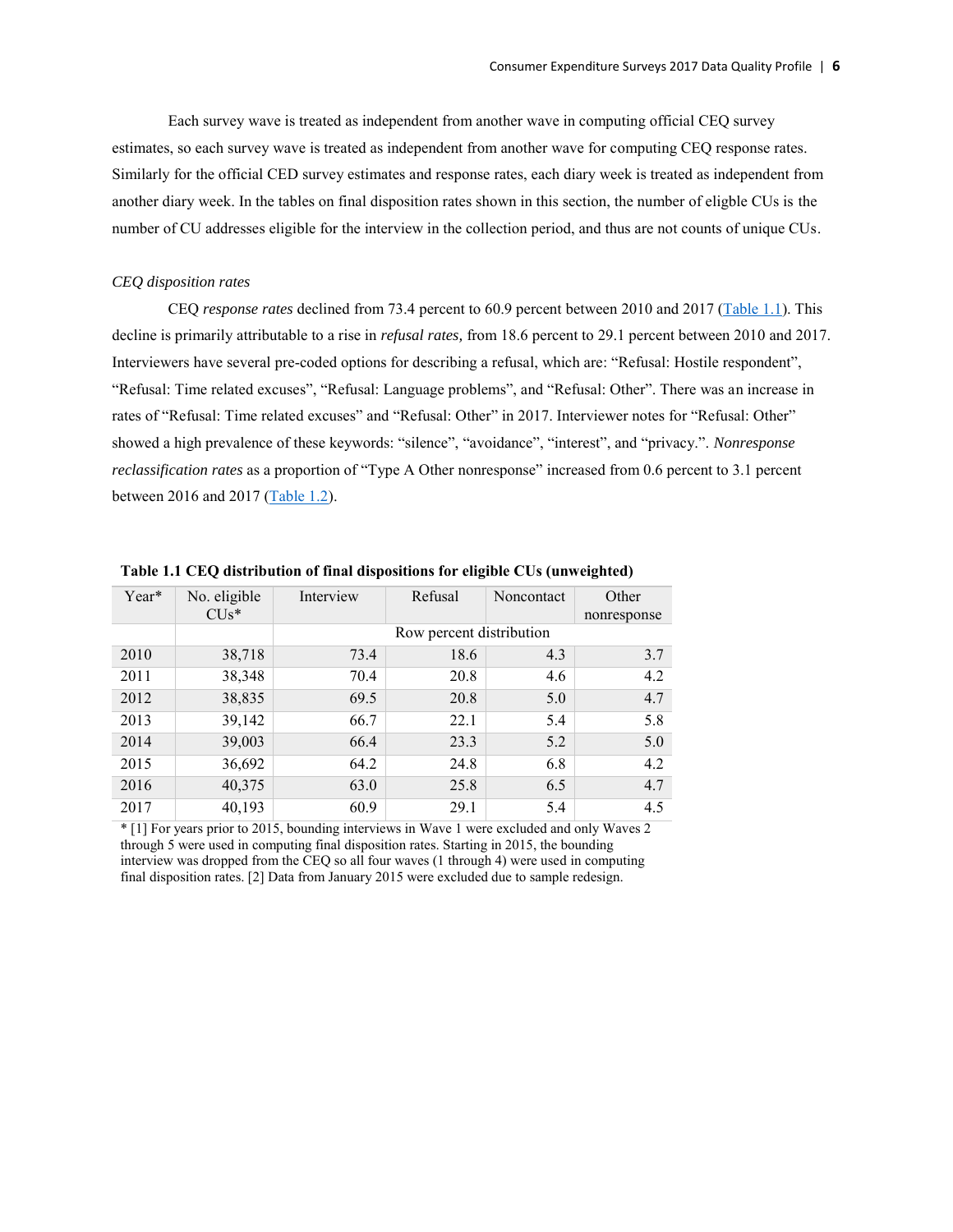Each survey wave is treated as independent from another wave in computing official CEQ survey estimates, so each survey wave is treated as independent from another wave for computing CEQ response rates. Similarly for the official CED survey estimates and response rates, each diary week is treated as independent from another diary week. In the tables on final disposition rates shown in this section, the number of eligble CUs is the number of CU addresses eligible for the interview in the collection period, and thus are not counts of unique CUs.

*CEQ disposition rates*

CEQ *response rates* declined from 73.4 percent to 60.9 percent between 2010 and 2017 (Table 1.1). This decline is primarily attributable to a rise in *refusal rates,* from 18.6 percent to 29.1 percent between 2010 and 2017. Interviewers have several pre-coded options for describing a refusal, which are: "Refusal: Hostile respondent", "Refusal: Time related excuses", "Refusal: Language problems", and "Refusal: Other". There was an increase in rates of "Refusal: Time related excuses" and "Refusal: Other" in 2017. Interviewer notes for "Refusal: Other" showed a high prevalence of these keywords: "silence", "avoidance", "interest", and "privacy.". *Nonresponse reclassification rates* as a proportion of "Type A Other nonresponse" increased from 0.6 percent to 3.1 percent between 2016 and 2017 (Table 1.2).

**Table 1.1 CEQ distribution of final dispositions for eligible CUs (unweighted)**

| Year* | No. eligible CUs* | Interview | Refusal | Noncontact | Other nonresponse |
|---|---|---|---|---|---|
| | | Row percent distribution | | | |
| 2010 | 38,718 | 73.4 | 18.6 | 4.3 | 3.7 |
| 2011 | 38,348 | 70.4 | 20.8 | 4.6 | 4.2 |
| 2012 | 38,835 | 69.5 | 20.8 | 5.0 | 4.7 |
| 2013 | 39,142 | 66.7 | 22.1 | 5.4 | 5.8 |
| 2014 | 39,003 | 66.4 | 23.3 | 5.2 | 5.0 |
| 2015 | 36,692 | 64.2 | 24.8 | 6.8 | 4.2 |
| 2016 | 40,375 | 63.0 | 25.8 | 6.5 | 4.7 |
| 2017 | 40,193 | 60.9 | 29.1 | 5.4 | 4.5 |

* [1] For years prior to 2015, bounding interviews in Wave 1 were excluded and only Waves 2 through 5 were used in computing final disposition rates. Starting in 2015, the bounding interview was dropped from the CEQ so all four waves (1 through 4) were used in computing final disposition rates. [2] Data from January 2015 were excluded due to sample redesign.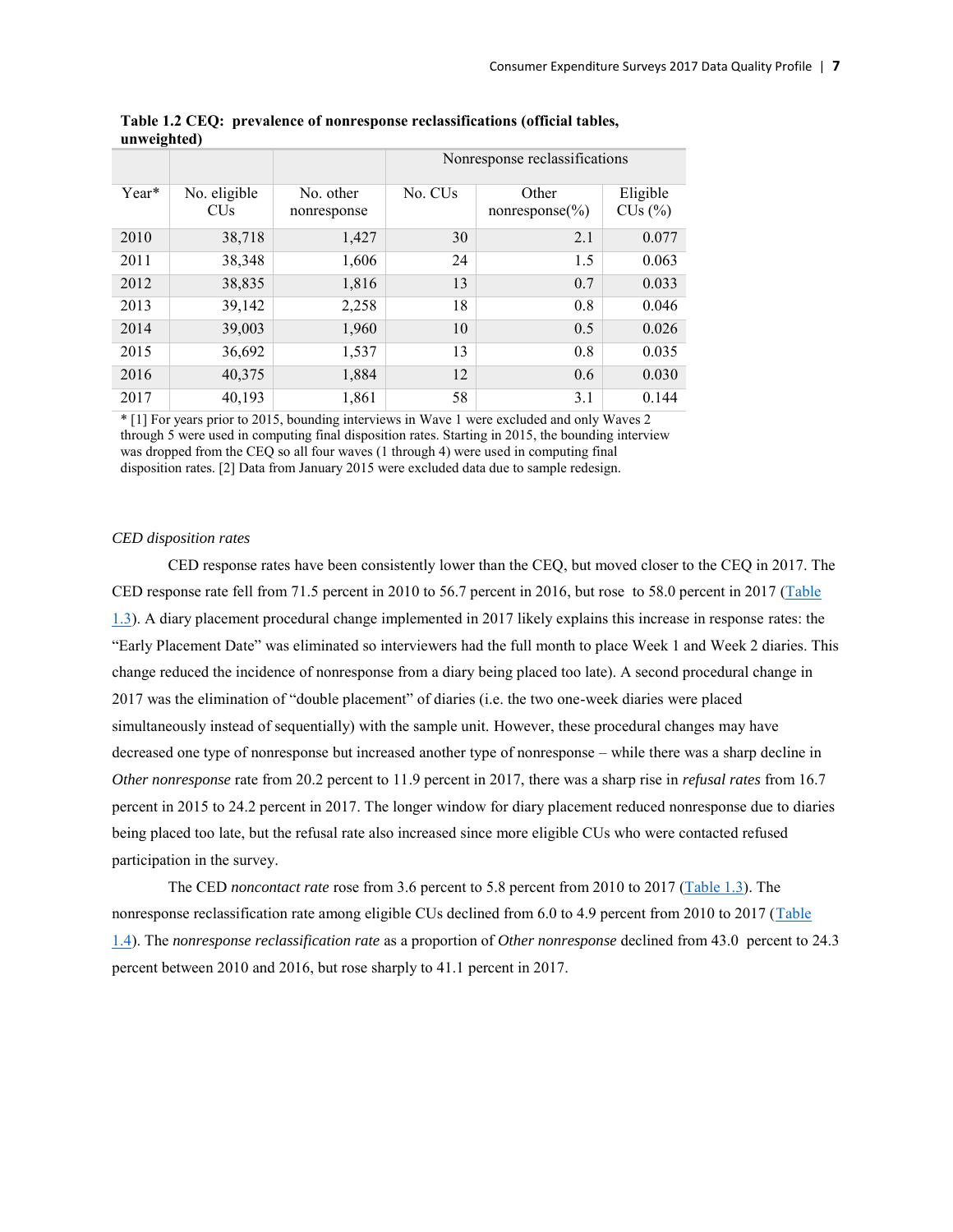**Table 1.2 CEQ: prevalence of nonresponse reclassifications (official tables, unweighted)**

| | | | Nonresponse reclassifications | | |
|---|---|---|---|---|---|
| Year* | No. eligible CUs | No. other nonresponse | No. CUs | Other nonresponse(%) | Eligible CUs (%) |
| 2010 | 38,718 | 1,427 | 30 | 2.1 | 0.077 |
| 2011 | 38,348 | 1,606 | 24 | 1.5 | 0.063 |
| 2012 | 38,835 | 1,816 | 13 | 0.7 | 0.033 |
| 2013 | 39,142 | 2,258 | 18 | 0.8 | 0.046 |
| 2014 | 39,003 | 1,960 | 10 | 0.5 | 0.026 |
| 2015 | 36,692 | 1,537 | 13 | 0.8 | 0.035 |
| 2016 | 40,375 | 1,884 | 12 | 0.6 | 0.030 |
| 2017 | 40,193 | 1,861 | 58 | 3.1 | 0.144 |

* [1] For years prior to 2015, bounding interviews in Wave 1 were excluded and only Waves 2 through 5 were used in computing final disposition rates. Starting in 2015, the bounding interview was dropped from the CEQ so all four waves (1 through 4) were used in computing final disposition rates. [2] Data from January 2015 were excluded data due to sample redesign.

*CED disposition rates*

CED response rates have been consistently lower than the CEQ, but moved closer to the CEQ in 2017. The CED response rate fell from 71.5 percent in 2010 to 56.7 percent in 2016, but rose to 58.0 percent in 2017 (Table 1.3). A diary placement procedural change implemented in 2017 likely explains this increase in response rates: the "Early Placement Date" was eliminated so interviewers had the full month to place Week 1 and Week 2 diaries. This change reduced the incidence of nonresponse from a diary being placed too late). A second procedural change in 2017 was the elimination of "double placement" of diaries (i.e. the two one-week diaries were placed simultaneously instead of sequentially) with the sample unit. However, these procedural changes may have decreased one type of nonresponse but increased another type of nonresponse – while there was a sharp decline in *Other nonresponse* rate from 20.2 percent to 11.9 percent in 2017, there was a sharp rise in *refusal rates* from 16.7 percent in 2015 to 24.2 percent in 2017. The longer window for diary placement reduced nonresponse due to diaries being placed too late, but the refusal rate also increased since more eligible CUs who were contacted refused participation in the survey.

The CED *noncontact rate* rose from 3.6 percent to 5.8 percent from 2010 to 2017 (Table 1.3). The nonresponse reclassification rate among eligible CUs declined from 6.0 to 4.9 percent from 2010 to 2017 (Table 1.4). The *nonresponse reclassification rate* as a proportion of *Other nonresponse* declined from 43.0 percent to 24.3 percent between 2010 and 2016, but rose sharply to 41.1 percent in 2017.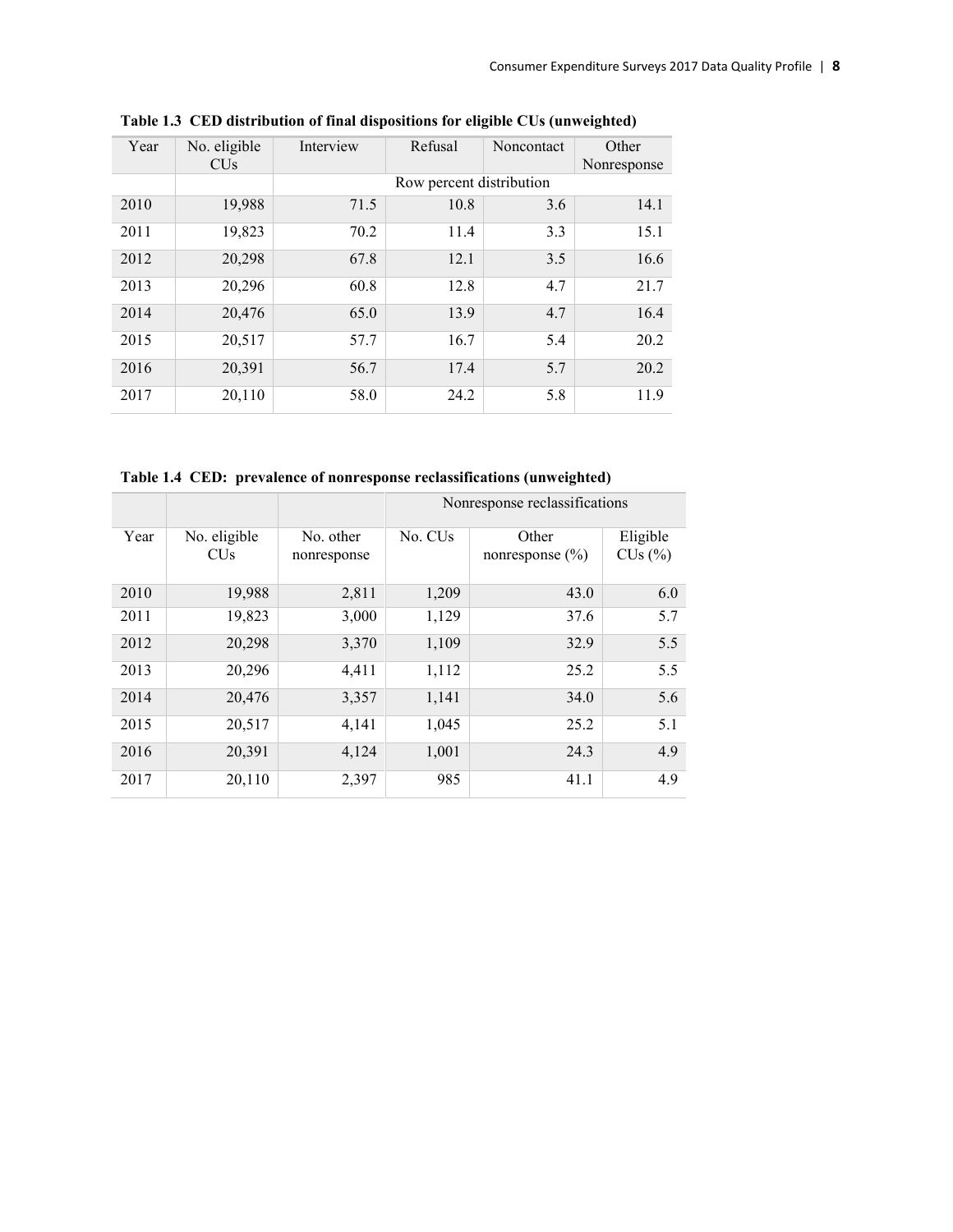**Table 1.3 CED distribution of final dispositions for eligible CUs (unweighted)**

| Year | No. eligible CUs | Interview | Refusal | Noncontact | Other Nonresponse |
|---|---|---|---|---|---|
| | | Row percent distribution | | | |
| 2010 | 19,988 | 71.5 | 10.8 | 3.6 | 14.1 |
| 2011 | 19,823 | 70.2 | 11.4 | 3.3 | 15.1 |
| 2012 | 20,298 | 67.8 | 12.1 | 3.5 | 16.6 |
| 2013 | 20,296 | 60.8 | 12.8 | 4.7 | 21.7 |
| 2014 | 20,476 | 65.0 | 13.9 | 4.7 | 16.4 |
| 2015 | 20,517 | 57.7 | 16.7 | 5.4 | 20.2 |
| 2016 | 20,391 | 56.7 | 17.4 | 5.7 | 20.2 |
| 2017 | 20,110 | 58.0 | 24.2 | 5.8 | 11.9 |

**Table 1.4 CED: prevalence of nonresponse reclassifications (unweighted)**

| | | | Nonresponse reclassifications | | |
|---|---|---|---|---|---|
| Year | No. eligible CUs | No. other nonresponse | No. CUs | Other nonresponse (%) | Eligible CUs (%) |
| 2010 | 19,988 | 2,811 | 1,209 | 43.0 | 6.0 |
| 2011 | 19,823 | 3,000 | 1,129 | 37.6 | 5.7 |
| 2012 | 20,298 | 3,370 | 1,109 | 32.9 | 5.5 |
| 2013 | 20,296 | 4,411 | 1,112 | 25.2 | 5.5 |
| 2014 | 20,476 | 3,357 | 1,141 | 34.0 | 5.6 |
| 2015 | 20,517 | 4,141 | 1,045 | 25.2 | 5.1 |
| 2016 | 20,391 | 4,124 | 1,001 | 24.3 | 4.9 |
| 2017 | 20,110 | 2,397 | 985 | 41.1 | 4.9 |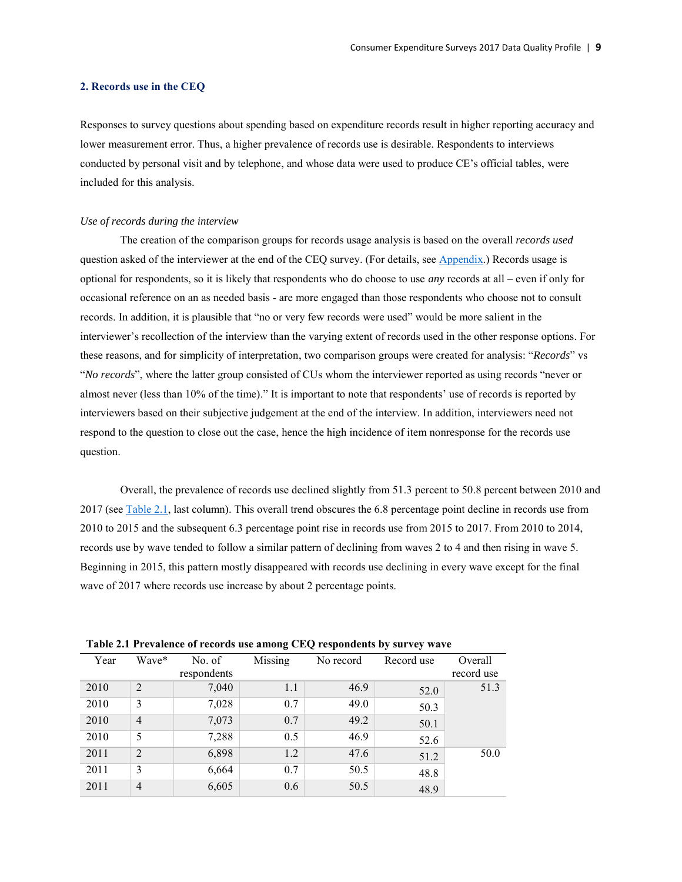## 2. Records use in the CEQ

Responses to survey questions about spending based on expenditure records result in higher reporting accuracy and lower measurement error. Thus, a higher prevalence of records use is desirable. Respondents to interviews conducted by personal visit and by telephone, and whose data were used to produce CE's official tables, were included for this analysis.

*Use of records during the interview*

The creation of the comparison groups for records usage analysis is based on the overall *records used* question asked of the interviewer at the end of the CEQ survey. (For details, see Appendix.) Records usage is optional for respondents, so it is likely that respondents who do choose to use *any* records at all – even if only for occasional reference on an as needed basis - are more engaged than those respondents who choose not to consult records. In addition, it is plausible that "no or very few records were used" would be more salient in the interviewer's recollection of the interview than the varying extent of records used in the other response options. For these reasons, and for simplicity of interpretation, two comparison groups were created for analysis: "*Records*" vs "*No records*", where the latter group consisted of CUs whom the interviewer reported as using records "never or almost never (less than 10% of the time)." It is important to note that respondents' use of records is reported by interviewers based on their subjective judgement at the end of the interview. In addition, interviewers need not respond to the question to close out the case, hence the high incidence of item nonresponse for the records use question.

Overall, the prevalence of records use declined slightly from 51.3 percent to 50.8 percent between 2010 and 2017 (see Table 2.1, last column). This overall trend obscures the 6.8 percentage point decline in records use from 2010 to 2015 and the subsequent 6.3 percentage point rise in records use from 2015 to 2017. From 2010 to 2014, records use by wave tended to follow a similar pattern of declining from waves 2 to 4 and then rising in wave 5. Beginning in 2015, this pattern mostly disappeared with records use declining in every wave except for the final wave of 2017 where records use increase by about 2 percentage points.

**Table 2.1 Prevalence of records use among CEQ respondents by survey wave**

| Year | Wave* | No. of respondents | Missing | No record | Record use | Overall record use |
|---|---|---|---|---|---|---|
| 2010 | 2 | 7,040 | 1.1 | 46.9 | 52.0 | 51.3 |
| 2010 | 3 | 7,028 | 0.7 | 49.0 | 50.3 | |
| 2010 | 4 | 7,073 | 0.7 | 49.2 | 50.1 | |
| 2010 | 5 | 7,288 | 0.5 | 46.9 | 52.6 | |
| 2011 | 2 | 6,898 | 1.2 | 47.6 | 51.2 | 50.0 |
| 2011 | 3 | 6,664 | 0.7 | 50.5 | 48.8 | |
| 2011 | 4 | 6,605 | 0.6 | 50.5 | 48.9 | |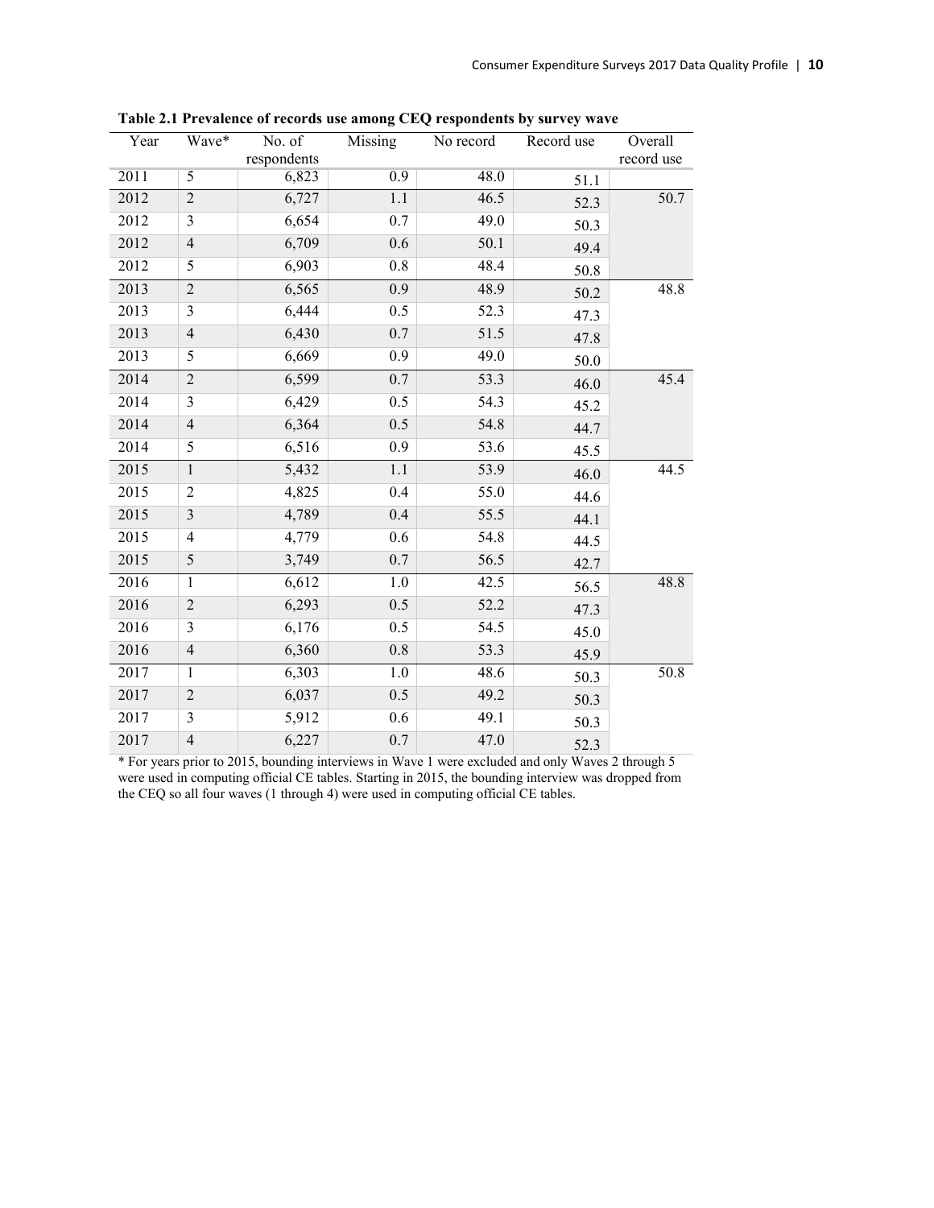**Table 2.1 Prevalence of records use among CEQ respondents by survey wave**

| Year | Wave* | No. of respondents | Missing | No record | Record use | Overall record use |
|---|---|---|---|---|---|---|
| 2011 | 5 | 6,823 | 0.9 | 48.0 | 51.1 | |
| 2012 | 2 | 6,727 | 1.1 | 46.5 | 52.3 | 50.7 |
| 2012 | 3 | 6,654 | 0.7 | 49.0 | 50.3 | |
| 2012 | 4 | 6,709 | 0.6 | 50.1 | 49.4 | |
| 2012 | 5 | 6,903 | 0.8 | 48.4 | 50.8 | |
| 2013 | 2 | 6,565 | 0.9 | 48.9 | 50.2 | 48.8 |
| 2013 | 3 | 6,444 | 0.5 | 52.3 | 47.3 | |
| 2013 | 4 | 6,430 | 0.7 | 51.5 | 47.8 | |
| 2013 | 5 | 6,669 | 0.9 | 49.0 | 50.0 | |
| 2014 | 2 | 6,599 | 0.7 | 53.3 | 46.0 | 45.4 |
| 2014 | 3 | 6,429 | 0.5 | 54.3 | 45.2 | |
| 2014 | 4 | 6,364 | 0.5 | 54.8 | 44.7 | |
| 2014 | 5 | 6,516 | 0.9 | 53.6 | 45.5 | |
| 2015 | 1 | 5,432 | 1.1 | 53.9 | 46.0 | 44.5 |
| 2015 | 2 | 4,825 | 0.4 | 55.0 | 44.6 | |
| 2015 | 3 | 4,789 | 0.4 | 55.5 | 44.1 | |
| 2015 | 4 | 4,779 | 0.6 | 54.8 | 44.5 | |
| 2015 | 5 | 3,749 | 0.7 | 56.5 | 42.7 | |
| 2016 | 1 | 6,612 | 1.0 | 42.5 | 56.5 | 48.8 |
| 2016 | 2 | 6,293 | 0.5 | 52.2 | 47.3 | |
| 2016 | 3 | 6,176 | 0.5 | 54.5 | 45.0 | |
| 2016 | 4 | 6,360 | 0.8 | 53.3 | 45.9 | |
| 2017 | 1 | 6,303 | 1.0 | 48.6 | 50.3 | 50.8 |
| 2017 | 2 | 6,037 | 0.5 | 49.2 | 50.3 | |
| 2017 | 3 | 5,912 | 0.6 | 49.1 | 50.3 | |
| 2017 | 4 | 6,227 | 0.7 | 47.0 | 52.3 | |

* For years prior to 2015, bounding interviews in Wave 1 were excluded and only Waves 2 through 5 were used in computing official CE tables. Starting in 2015, the bounding interview was dropped from the CEQ so all four waves (1 through 4) were used in computing official CE tables.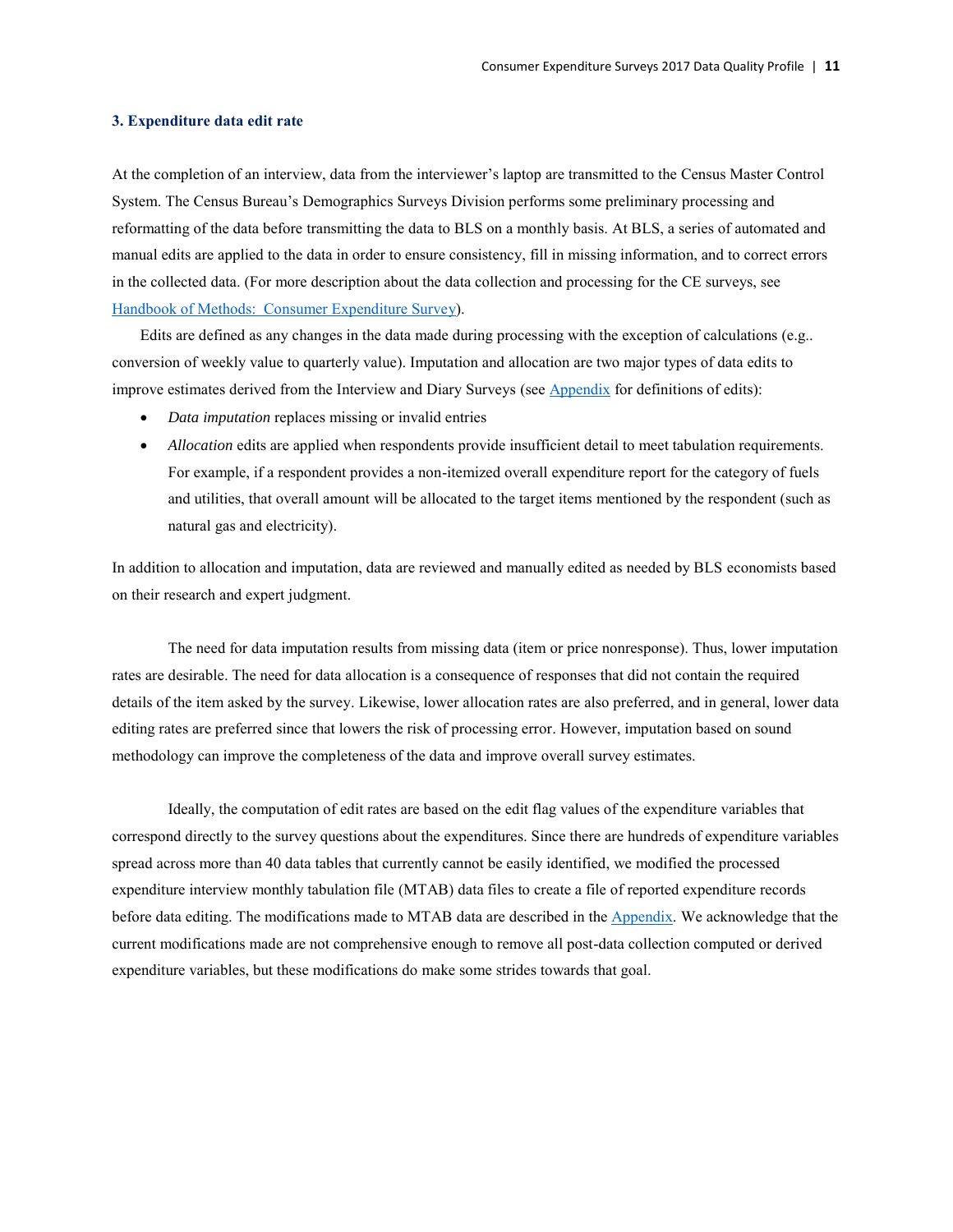### 3. Expenditure data edit rate

At the completion of an interview, data from the interviewer's laptop are transmitted to the Census Master Control System. The Census Bureau's Demographics Surveys Division performs some preliminary processing and reformatting of the data before transmitting the data to BLS on a monthly basis. At BLS, a series of automated and manual edits are applied to the data in order to ensure consistency, fill in missing information, and to correct errors in the collected data. (For more description about the data collection and processing for the CE surveys, see Handbook of Methods: Consumer Expenditure Survey).

Edits are defined as any changes in the data made during processing with the exception of calculations (e.g.. conversion of weekly value to quarterly value). Imputation and allocation are two major types of data edits to improve estimates derived from the Interview and Diary Surveys (see Appendix for definitions of edits):

- *Data imputation* replaces missing or invalid entries
- *Allocation* edits are applied when respondents provide insufficient detail to meet tabulation requirements. For example, if a respondent provides a non-itemized overall expenditure report for the category of fuels and utilities, that overall amount will be allocated to the target items mentioned by the respondent (such as natural gas and electricity).

In addition to allocation and imputation, data are reviewed and manually edited as needed by BLS economists based on their research and expert judgment.

The need for data imputation results from missing data (item or price nonresponse). Thus, lower imputation rates are desirable. The need for data allocation is a consequence of responses that did not contain the required details of the item asked by the survey. Likewise, lower allocation rates are also preferred, and in general, lower data editing rates are preferred since that lowers the risk of processing error. However, imputation based on sound methodology can improve the completeness of the data and improve overall survey estimates.

Ideally, the computation of edit rates are based on the edit flag values of the expenditure variables that correspond directly to the survey questions about the expenditures. Since there are hundreds of expenditure variables spread across more than 40 data tables that currently cannot be easily identified, we modified the processed expenditure interview monthly tabulation file (MTAB) data files to create a file of reported expenditure records before data editing. The modifications made to MTAB data are described in the Appendix. We acknowledge that the current modifications made are not comprehensive enough to remove all post-data collection computed or derived expenditure variables, but these modifications do make some strides towards that goal.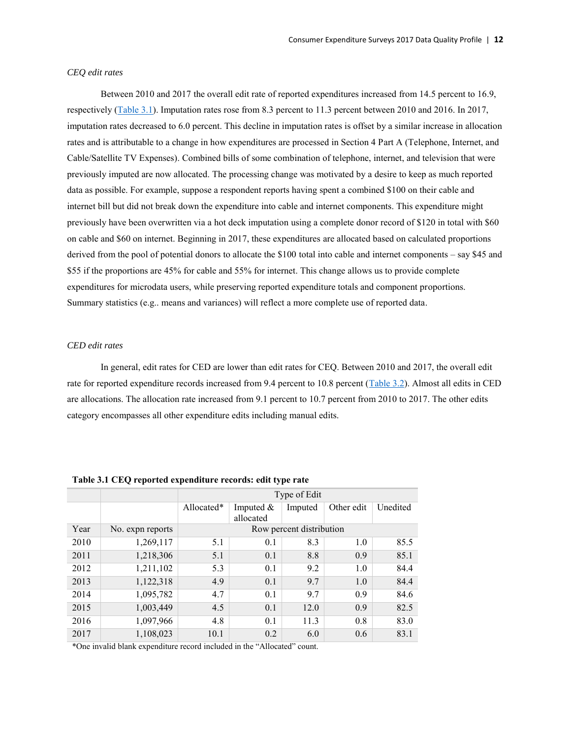*CEQ edit rates*

Between 2010 and 2017 the overall edit rate of reported expenditures increased from 14.5 percent to 16.9, respectively (Table 3.1). Imputation rates rose from 8.3 percent to 11.3 percent between 2010 and 2016. In 2017, imputation rates decreased to 6.0 percent. This decline in imputation rates is offset by a similar increase in allocation rates and is attributable to a change in how expenditures are processed in Section 4 Part A (Telephone, Internet, and Cable/Satellite TV Expenses). Combined bills of some combination of telephone, internet, and television that were previously imputed are now allocated. The processing change was motivated by a desire to keep as much reported data as possible. For example, suppose a respondent reports having spent a combined $100 on their cable and internet bill but did not break down the expenditure into cable and internet components. This expenditure might previously have been overwritten via a hot deck imputation using a complete donor record of $120 in total with $60 on cable and $60 on internet. Beginning in 2017, these expenditures are allocated based on calculated proportions derived from the pool of potential donors to allocate the $100 total into cable and internet components – say $45 and $55 if the proportions are 45% for cable and 55% for internet. This change allows us to provide complete expenditures for microdata users, while preserving reported expenditure totals and component proportions. Summary statistics (e.g.. means and variances) will reflect a more complete use of reported data.

*CED edit rates*

In general, edit rates for CED are lower than edit rates for CEQ. Between 2010 and 2017, the overall edit rate for reported expenditure records increased from 9.4 percent to 10.8 percent (Table 3.2). Almost all edits in CED are allocations. The allocation rate increased from 9.1 percent to 10.7 percent from 2010 to 2017. The other edits category encompasses all other expenditure edits including manual edits.

**Table 3.1 CEQ reported expenditure records: edit type rate**

| | | Type of Edit | | | | |
|---|---|---|---|---|---|---|
| | | Allocated* | Imputed & allocated | Imputed | Other edit | Unedited |
| Year | No. expn reports | Row percent distribution | | | | |
| 2010 | 1,269,117 | 5.1 | 0.1 | 8.3 | 1.0 | 85.5 |
| 2011 | 1,218,306 | 5.1 | 0.1 | 8.8 | 0.9 | 85.1 |
| 2012 | 1,211,102 | 5.3 | 0.1 | 9.2 | 1.0 | 84.4 |
| 2013 | 1,122,318 | 4.9 | 0.1 | 9.7 | 1.0 | 84.4 |
| 2014 | 1,095,782 | 4.7 | 0.1 | 9.7 | 0.9 | 84.6 |
| 2015 | 1,003,449 | 4.5 | 0.1 | 12.0 | 0.9 | 82.5 |
| 2016 | 1,097,966 | 4.8 | 0.1 | 11.3 | 0.8 | 83.0 |
| 2017 | 1,108,023 | 10.1 | 0.2 | 6.0 | 0.6 | 83.1 |

*One invalid blank expenditure record included in the "Allocated" count.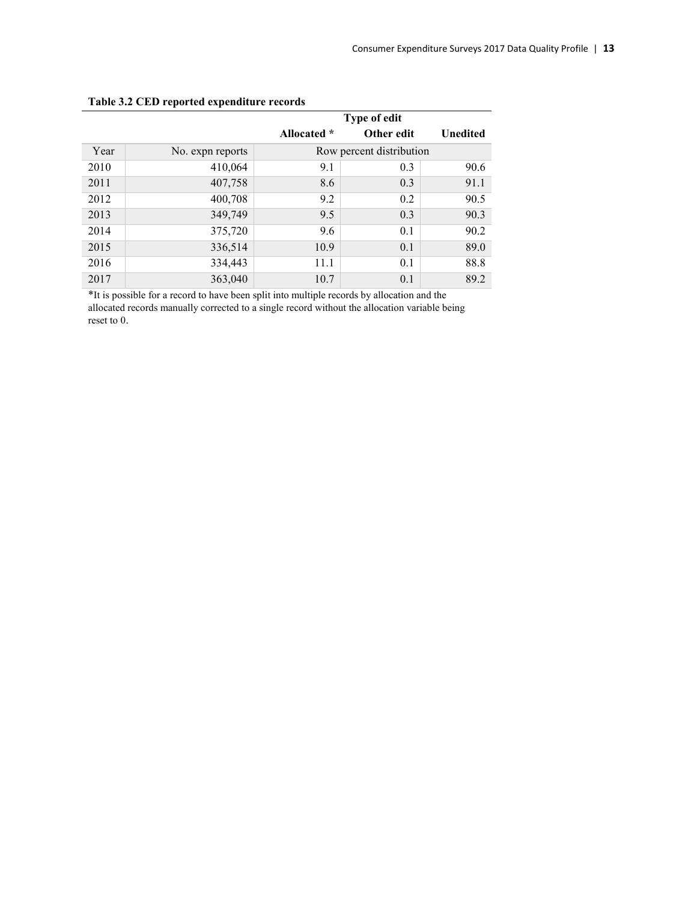**Table 3.2 CED reported expenditure records**

| | | Type of edit | | |
|---|---|---|---|---|
| | | Allocated * | Other edit | Unedited |
| Year | No. expn reports | Row percent distribution | | |
| 2010 | 410,064 | 9.1 | 0.3 | 90.6 |
| 2011 | 407,758 | 8.6 | 0.3 | 91.1 |
| 2012 | 400,708 | 9.2 | 0.2 | 90.5 |
| 2013 | 349,749 | 9.5 | 0.3 | 90.3 |
| 2014 | 375,720 | 9.6 | 0.1 | 90.2 |
| 2015 | 336,514 | 10.9 | 0.1 | 89.0 |
| 2016 | 334,443 | 11.1 | 0.1 | 88.8 |
| 2017 | 363,040 | 10.7 | 0.1 | 89.2 |

*It is possible for a record to have been split into multiple records by allocation and the allocated records manually corrected to a single record without the allocation variable being reset to 0.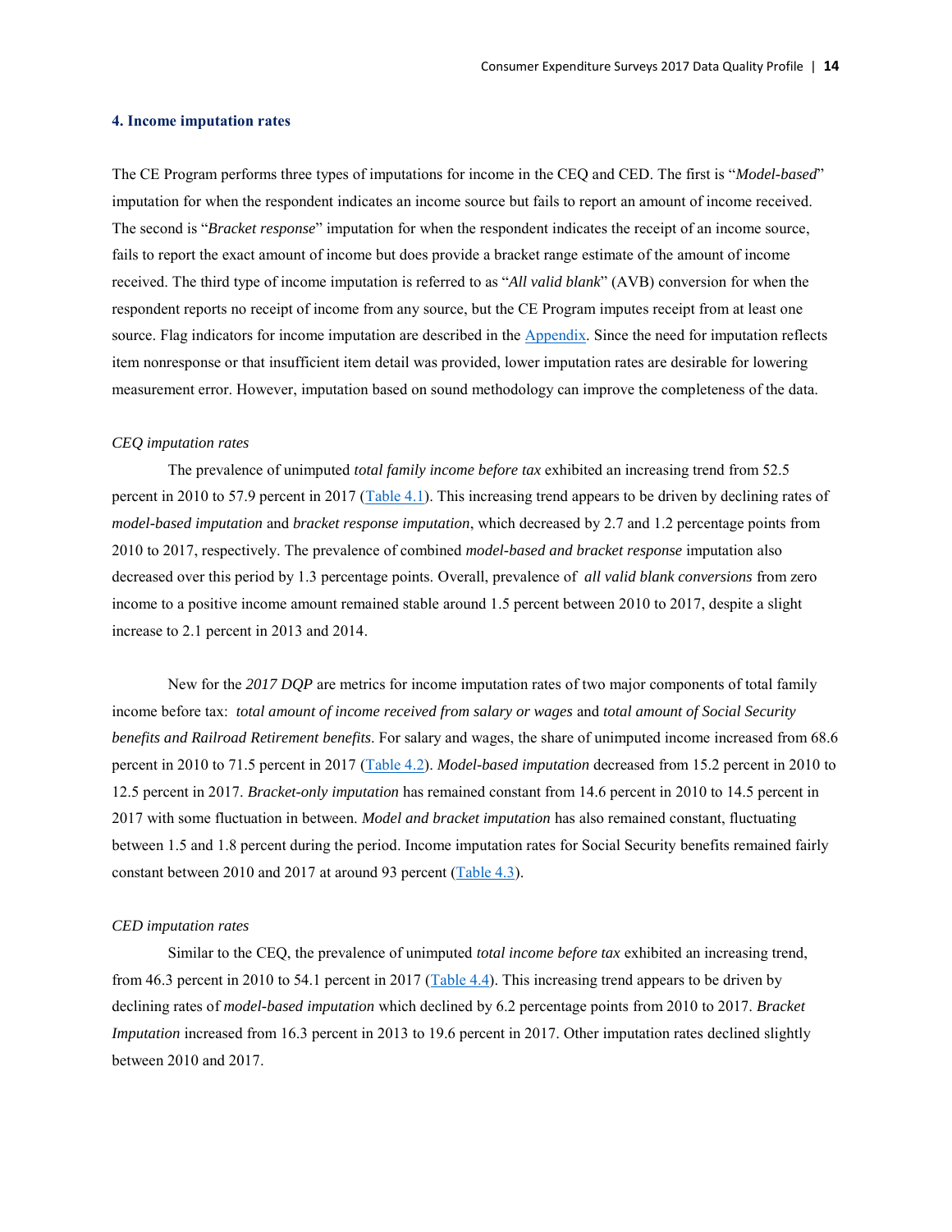## 4. Income imputation rates

The CE Program performs three types of imputations for income in the CEQ and CED. The first is "*Model-based*" imputation for when the respondent indicates an income source but fails to report an amount of income received. The second is "*Bracket response*" imputation for when the respondent indicates the receipt of an income source, fails to report the exact amount of income but does provide a bracket range estimate of the amount of income received. The third type of income imputation is referred to as "*All valid blank*" (AVB) conversion for when the respondent reports no receipt of income from any source, but the CE Program imputes receipt from at least one source. Flag indicators for income imputation are described in the Appendix. Since the need for imputation reflects item nonresponse or that insufficient item detail was provided, lower imputation rates are desirable for lowering measurement error. However, imputation based on sound methodology can improve the completeness of the data.

### *CEQ imputation rates*

The prevalence of unimputed *total family income before tax* exhibited an increasing trend from 52.5 percent in 2010 to 57.9 percent in 2017 (Table 4.1). This increasing trend appears to be driven by declining rates of *model-based imputation* and *bracket response imputation*, which decreased by 2.7 and 1.2 percentage points from 2010 to 2017, respectively. The prevalence of combined *model-based and bracket response* imputation also decreased over this period by 1.3 percentage points. Overall, prevalence of *all valid blank conversions* from zero income to a positive income amount remained stable around 1.5 percent between 2010 to 2017, despite a slight increase to 2.1 percent in 2013 and 2014.

New for the *2017 DQP* are metrics for income imputation rates of two major components of total family income before tax: *total amount of income received from salary or wages* and *total amount of Social Security benefits and Railroad Retirement benefits*. For salary and wages, the share of unimputed income increased from 68.6 percent in 2010 to 71.5 percent in 2017 (Table 4.2). *Model-based imputation* decreased from 15.2 percent in 2010 to 12.5 percent in 2017. *Bracket-only imputation* has remained constant from 14.6 percent in 2010 to 14.5 percent in 2017 with some fluctuation in between. *Model and bracket imputation* has also remained constant, fluctuating between 1.5 and 1.8 percent during the period. Income imputation rates for Social Security benefits remained fairly constant between 2010 and 2017 at around 93 percent (Table 4.3).

### *CED imputation rates*

Similar to the CEQ, the prevalence of unimputed *total income before tax* exhibited an increasing trend, from 46.3 percent in 2010 to 54.1 percent in 2017 (Table 4.4). This increasing trend appears to be driven by declining rates of *model-based imputation* which declined by 6.2 percentage points from 2010 to 2017. *Bracket Imputation* increased from 16.3 percent in 2013 to 19.6 percent in 2017. Other imputation rates declined slightly between 2010 and 2017.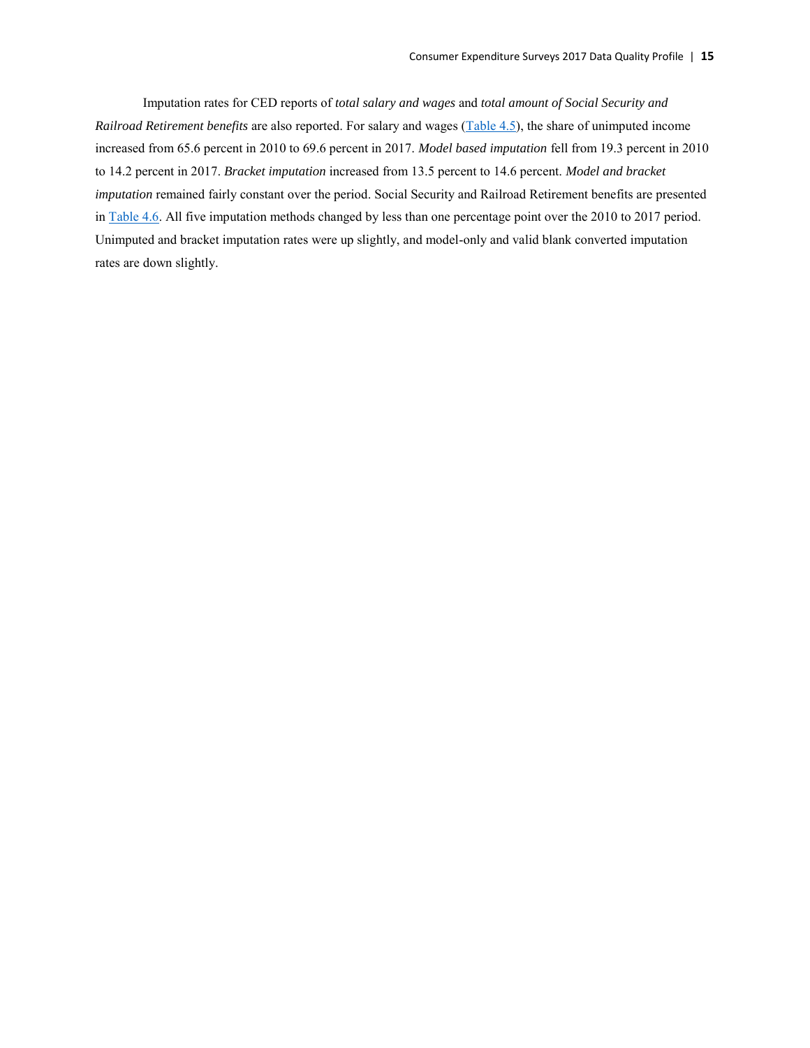Imputation rates for CED reports of *total salary and wages* and *total amount of Social Security and Railroad Retirement benefits* are also reported. For salary and wages (Table 4.5), the share of unimputed income increased from 65.6 percent in 2010 to 69.6 percent in 2017. *Model based imputation* fell from 19.3 percent in 2010 to 14.2 percent in 2017. *Bracket imputation* increased from 13.5 percent to 14.6 percent. *Model and bracket imputation* remained fairly constant over the period. Social Security and Railroad Retirement benefits are presented in Table 4.6. All five imputation methods changed by less than one percentage point over the 2010 to 2017 period. Unimputed and bracket imputation rates were up slightly, and model-only and valid blank converted imputation rates are down slightly.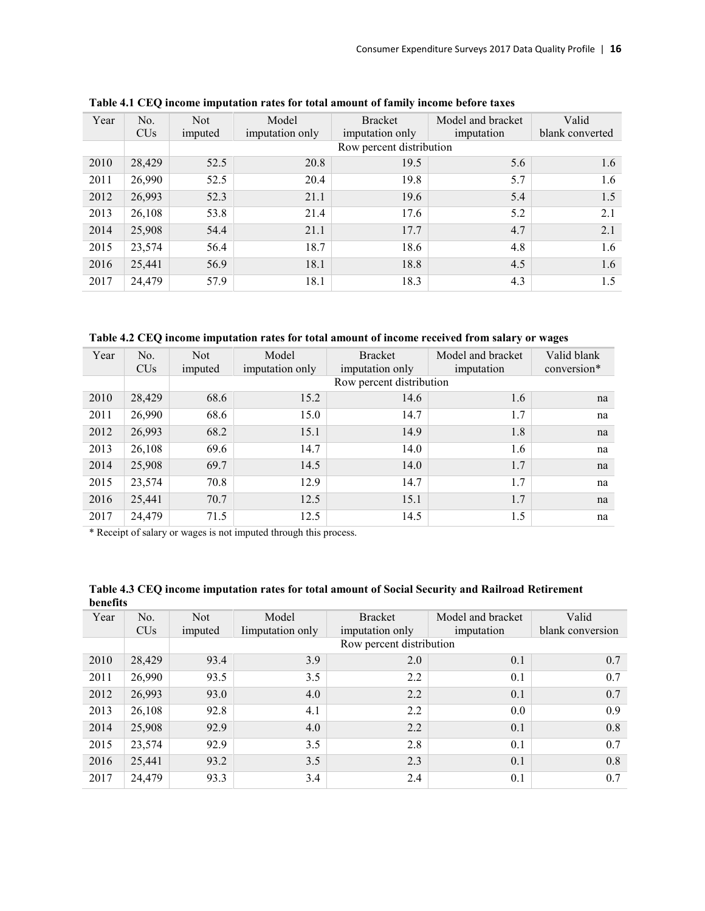**Table 4.1 CEQ income imputation rates for total amount of family income before taxes**

| Year | No. CUs | Not imputed | Model imputation only | Bracket imputation only | Model and bracket imputation | Valid blank converted |
|---|---|---|---|---|---|---|
| | | Row percent distribution | | | | |
| 2010 | 28,429 | 52.5 | 20.8 | 19.5 | 5.6 | 1.6 |
| 2011 | 26,990 | 52.5 | 20.4 | 19.8 | 5.7 | 1.6 |
| 2012 | 26,993 | 52.3 | 21.1 | 19.6 | 5.4 | 1.5 |
| 2013 | 26,108 | 53.8 | 21.4 | 17.6 | 5.2 | 2.1 |
| 2014 | 25,908 | 54.4 | 21.1 | 17.7 | 4.7 | 2.1 |
| 2015 | 23,574 | 56.4 | 18.7 | 18.6 | 4.8 | 1.6 |
| 2016 | 25,441 | 56.9 | 18.1 | 18.8 | 4.5 | 1.6 |
| 2017 | 24,479 | 57.9 | 18.1 | 18.3 | 4.3 | 1.5 |

**Table 4.2 CEQ income imputation rates for total amount of income received from salary or wages**

| Year | No. CUs | Not imputed | Model imputation only | Bracket imputation only | Model and bracket imputation | Valid blank conversion* |
|---|---|---|---|---|---|---|
| | | Row percent distribution | | | | |
| 2010 | 28,429 | 68.6 | 15.2 | 14.6 | 1.6 | na |
| 2011 | 26,990 | 68.6 | 15.0 | 14.7 | 1.7 | na |
| 2012 | 26,993 | 68.2 | 15.1 | 14.9 | 1.8 | na |
| 2013 | 26,108 | 69.6 | 14.7 | 14.0 | 1.6 | na |
| 2014 | 25,908 | 69.7 | 14.5 | 14.0 | 1.7 | na |
| 2015 | 23,574 | 70.8 | 12.9 | 14.7 | 1.7 | na |
| 2016 | 25,441 | 70.7 | 12.5 | 15.1 | 1.7 | na |
| 2017 | 24,479 | 71.5 | 12.5 | 14.5 | 1.5 | na |

\* Receipt of salary or wages is not imputed through this process.

**Table 4.3 CEQ income imputation rates for total amount of Social Security and Railroad Retirement benefits**

| Year | No. CUs | Not imputed | Model Iimputation only | Bracket imputation only | Model and bracket imputation | Valid blank conversion |
|---|---|---|---|---|---|---|
| | | Row percent distribution | | | | |
| 2010 | 28,429 | 93.4 | 3.9 | 2.0 | 0.1 | 0.7 |
| 2011 | 26,990 | 93.5 | 3.5 | 2.2 | 0.1 | 0.7 |
| 2012 | 26,993 | 93.0 | 4.0 | 2.2 | 0.1 | 0.7 |
| 2013 | 26,108 | 92.8 | 4.1 | 2.2 | 0.0 | 0.9 |
| 2014 | 25,908 | 92.9 | 4.0 | 2.2 | 0.1 | 0.8 |
| 2015 | 23,574 | 92.9 | 3.5 | 2.8 | 0.1 | 0.7 |
| 2016 | 25,441 | 93.2 | 3.5 | 2.3 | 0.1 | 0.8 |
| 2017 | 24,479 | 93.3 | 3.4 | 2.4 | 0.1 | 0.7 |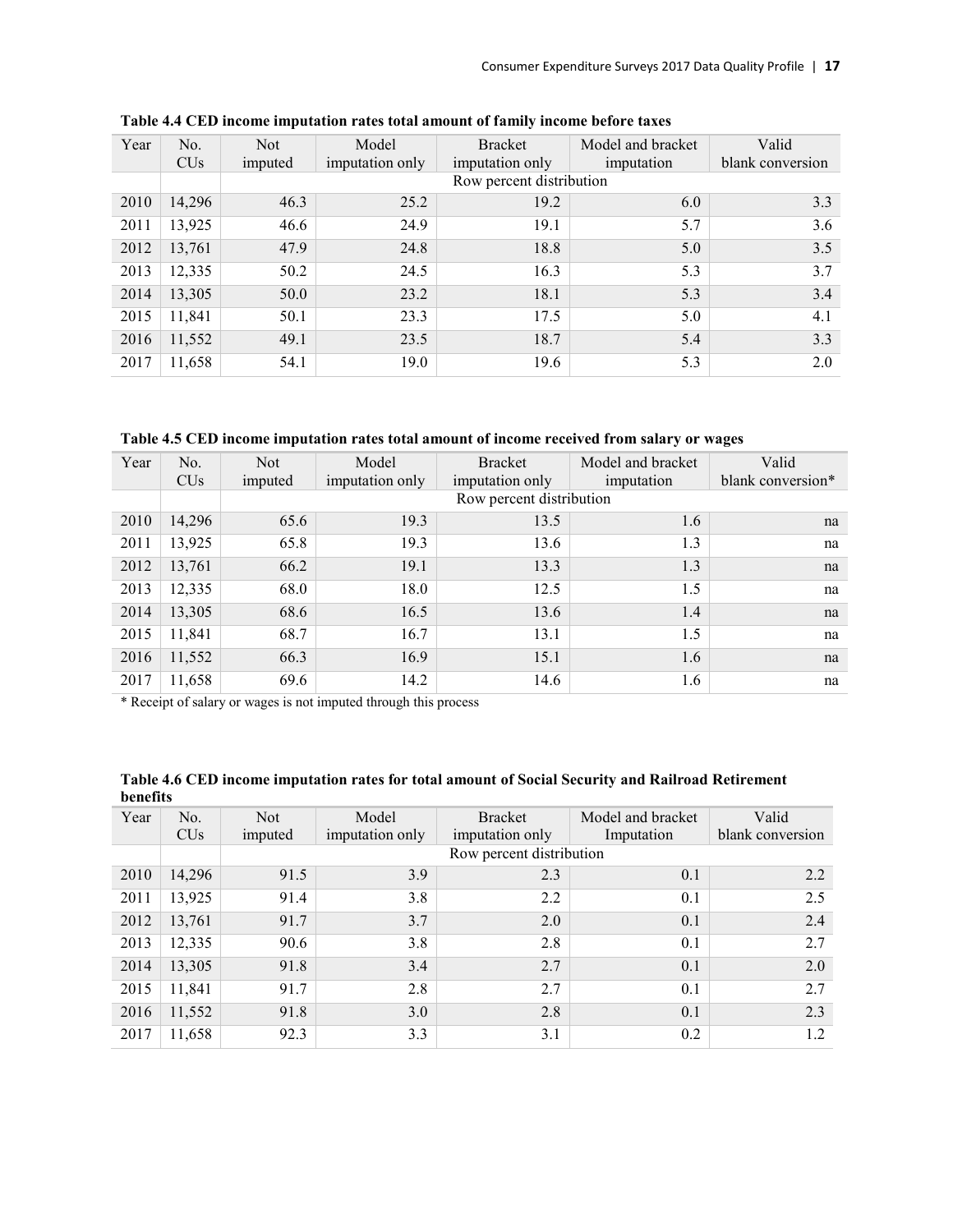**Table 4.4 CED income imputation rates total amount of family income before taxes**

| Year | No. CUs | Not imputed | Model imputation only | Bracket imputation only | Model and bracket imputation | Valid blank conversion |
|---|---|---|---|---|---|---|
| | | Row percent distribution | | | | |
| 2010 | 14,296 | 46.3 | 25.2 | 19.2 | 6.0 | 3.3 |
| 2011 | 13,925 | 46.6 | 24.9 | 19.1 | 5.7 | 3.6 |
| 2012 | 13,761 | 47.9 | 24.8 | 18.8 | 5.0 | 3.5 |
| 2013 | 12,335 | 50.2 | 24.5 | 16.3 | 5.3 | 3.7 |
| 2014 | 13,305 | 50.0 | 23.2 | 18.1 | 5.3 | 3.4 |
| 2015 | 11,841 | 50.1 | 23.3 | 17.5 | 5.0 | 4.1 |
| 2016 | 11,552 | 49.1 | 23.5 | 18.7 | 5.4 | 3.3 |
| 2017 | 11,658 | 54.1 | 19.0 | 19.6 | 5.3 | 2.0 |

**Table 4.5 CED income imputation rates total amount of income received from salary or wages**

| Year | No. CUs | Not imputed | Model imputation only | Bracket imputation only | Model and bracket imputation | Valid blank conversion* |
|---|---|---|---|---|---|---|
| | | Row percent distribution | | | | |
| 2010 | 14,296 | 65.6 | 19.3 | 13.5 | 1.6 | na |
| 2011 | 13,925 | 65.8 | 19.3 | 13.6 | 1.3 | na |
| 2012 | 13,761 | 66.2 | 19.1 | 13.3 | 1.3 | na |
| 2013 | 12,335 | 68.0 | 18.0 | 12.5 | 1.5 | na |
| 2014 | 13,305 | 68.6 | 16.5 | 13.6 | 1.4 | na |
| 2015 | 11,841 | 68.7 | 16.7 | 13.1 | 1.5 | na |
| 2016 | 11,552 | 66.3 | 16.9 | 15.1 | 1.6 | na |
| 2017 | 11,658 | 69.6 | 14.2 | 14.6 | 1.6 | na |

* Receipt of salary or wages is not imputed through this process

**Table 4.6 CED income imputation rates for total amount of Social Security and Railroad Retirement benefits**

| Year | No. CUs | Not imputed | Model imputation only | Bracket imputation only | Model and bracket Imputation | Valid blank conversion |
|---|---|---|---|---|---|---|
| | | Row percent distribution | | | | |
| 2010 | 14,296 | 91.5 | 3.9 | 2.3 | 0.1 | 2.2 |
| 2011 | 13,925 | 91.4 | 3.8 | 2.2 | 0.1 | 2.5 |
| 2012 | 13,761 | 91.7 | 3.7 | 2.0 | 0.1 | 2.4 |
| 2013 | 12,335 | 90.6 | 3.8 | 2.8 | 0.1 | 2.7 |
| 2014 | 13,305 | 91.8 | 3.4 | 2.7 | 0.1 | 2.0 |
| 2015 | 11,841 | 91.7 | 2.8 | 2.7 | 0.1 | 2.7 |
| 2016 | 11,552 | 91.8 | 3.0 | 2.8 | 0.1 | 2.3 |
| 2017 | 11,658 | 92.3 | 3.3 | 3.1 | 0.2 | 1.2 |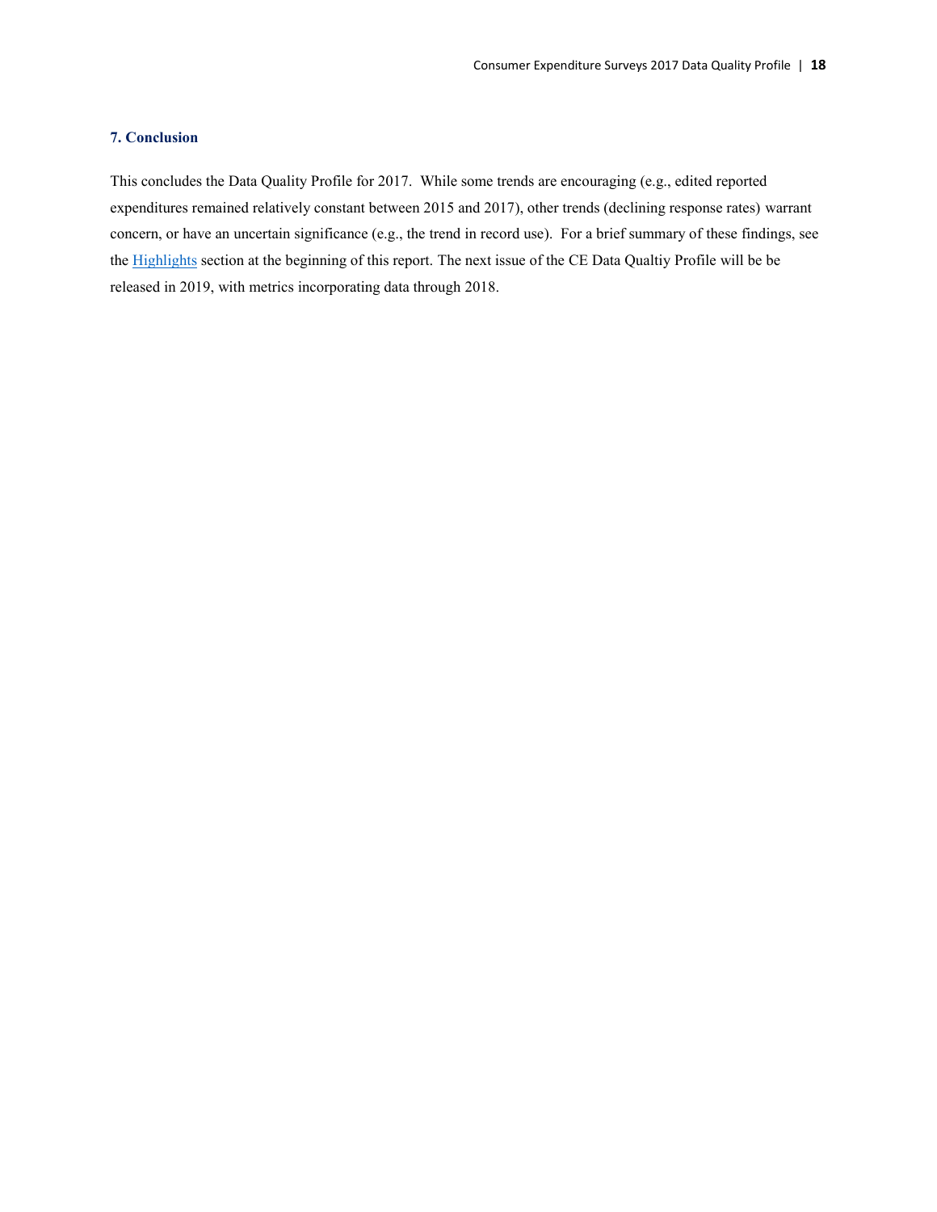## 7. Conclusion

This concludes the Data Quality Profile for 2017. While some trends are encouraging (e.g., edited reported expenditures remained relatively constant between 2015 and 2017), other trends (declining response rates) warrant concern, or have an uncertain significance (e.g., the trend in record use). For a brief summary of these findings, see the Highlights section at the beginning of this report. The next issue of the CE Data Qualtiy Profile will be be released in 2019, with metrics incorporating data through 2018.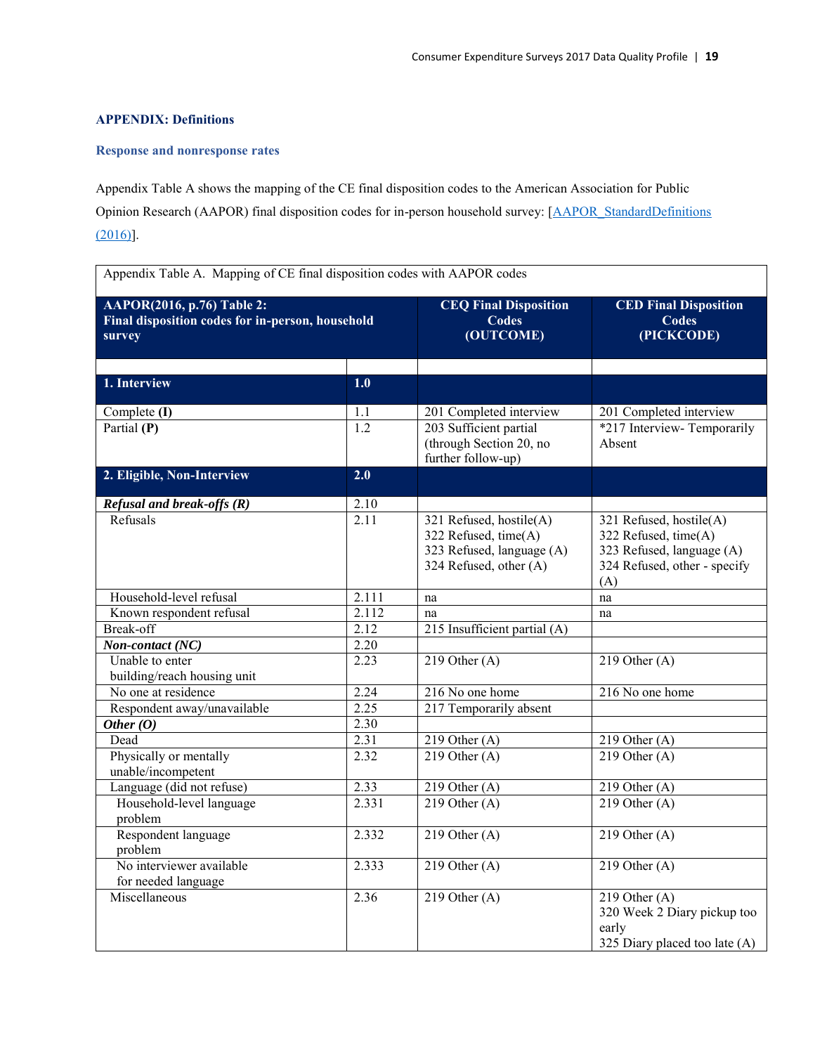## APPENDIX: Definitions

### Response and nonresponse rates

Appendix Table A shows the mapping of the CE final disposition codes to the American Association for Public Opinion Research (AAPOR) final disposition codes for in-person household survey: [AAPOR_StandardDefinitions (2016)].

Appendix Table A. Mapping of CE final disposition codes with AAPOR codes

| AAPOR(2016, p.76) Table 2: Final disposition codes for in-person, household survey | | CEQ Final Disposition Codes (OUTCOME) | CED Final Disposition Codes (PICKCODE) |
|---|---|---|---|
| | | | |
| **1. Interview** | **1.0** | | |
| Complete **(I)** | 1.1 | 201 Completed interview | 201 Completed interview |
| Partial **(P)** | 1.2 | 203 Sufficient partial (through Section 20, no further follow-up) | *217 Interview- Temporarily Absent |
| **2. Eligible, Non-Interview** | **2.0** | | |
| ***Refusal and break-offs (R)*** | 2.10 | | |
| Refusals | 2.11 | 321 Refused, hostile(A)<br>322 Refused, time(A)<br>323 Refused, language (A)<br>324 Refused, other (A) | 321 Refused, hostile(A)<br>322 Refused, time(A)<br>323 Refused, language (A)<br>324 Refused, other - specify (A) |
| Household-level refusal | 2.111 | na | na |
| Known respondent refusal | 2.112 | na | na |
| Break-off | 2.12 | 215 Insufficient partial (A) | |
| ***Non-contact (NC)*** | 2.20 | | |
| Unable to enter building/reach housing unit | 2.23 | 219 Other (A) | 219 Other (A) |
| No one at residence | 2.24 | 216 No one home | 216 No one home |
| Respondent away/unavailable | 2.25 | 217 Temporarily absent | |
| ***Other (O)*** | 2.30 | | |
| Dead | 2.31 | 219 Other (A) | 219 Other (A) |
| Physically or mentally unable/incompetent | 2.32 | 219 Other (A) | 219 Other (A) |
| Language (did not refuse) | 2.33 | 219 Other (A) | 219 Other (A) |
| Household-level language problem | 2.331 | 219 Other (A) | 219 Other (A) |
| Respondent language problem | 2.332 | 219 Other (A) | 219 Other (A) |
| No interviewer available for needed language | 2.333 | 219 Other (A) | 219 Other (A) |
| Miscellaneous | 2.36 | 219 Other (A) | 219 Other (A)<br>320 Week 2 Diary pickup too early<br>325 Diary placed too late (A) |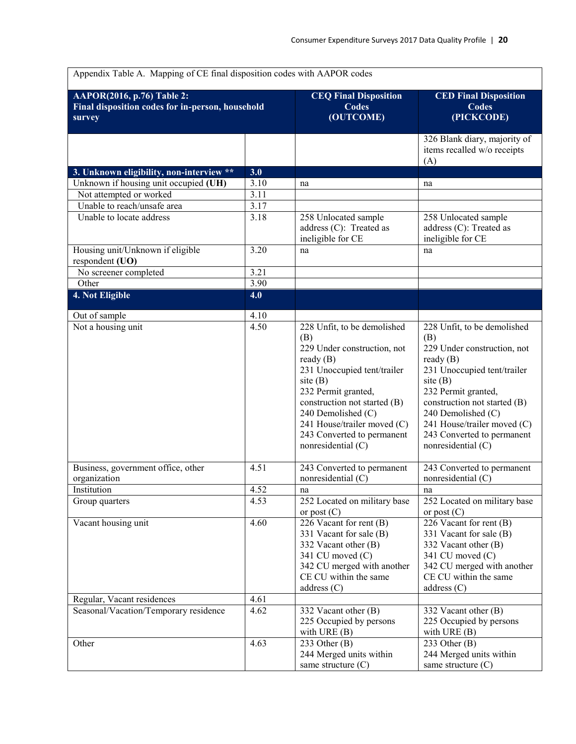Appendix Table A. Mapping of CE final disposition codes with AAPOR codes

| AAPOR(2016, p.76) Table 2: Final disposition codes for in-person, household survey | | CEQ Final Disposition Codes (OUTCOME) | CED Final Disposition Codes (PICKCODE) |
|---|---|---|---|
| | | | 326 Blank diary, majority of items recalled w/o receipts (A) |
| **3. Unknown eligibility, non-interview \*\*** | **3.0** | | |
| Unknown if housing unit occupied **(UH)** | 3.10 | na | na |
| Not attempted or worked | 3.11 | | |
| Unable to reach/unsafe area | 3.17 | | |
| Unable to locate address | 3.18 | 258 Unlocated sample address (C): Treated as ineligible for CE | 258 Unlocated sample address (C): Treated as ineligible for CE |
| Housing unit/Unknown if eligible respondent **(UO)** | 3.20 | na | na |
| No screener completed | 3.21 | | |
| Other | 3.90 | | |
| **4. Not Eligible** | **4.0** | | |
| Out of sample | 4.10 | | |
| Not a housing unit | 4.50 | 228 Unfit, to be demolished (B)<br>229 Under construction, not ready (B)<br>231 Unoccupied tent/trailer site (B)<br>232 Permit granted, construction not started (B)<br>240 Demolished (C)<br>241 House/trailer moved (C)<br>243 Converted to permanent nonresidential (C) | 228 Unfit, to be demolished (B)<br>229 Under construction, not ready (B)<br>231 Unoccupied tent/trailer site (B)<br>232 Permit granted, construction not started (B)<br>240 Demolished (C)<br>241 House/trailer moved (C)<br>243 Converted to permanent nonresidential (C) |
| Business, government office, other organization | 4.51 | 243 Converted to permanent nonresidential (C) | 243 Converted to permanent nonresidential (C) |
| Institution | 4.52 | na | na |
| Group quarters | 4.53 | 252 Located on military base or post (C) | 252 Located on military base or post (C) |
| Vacant housing unit | 4.60 | 226 Vacant for rent (B)<br>331 Vacant for sale (B)<br>332 Vacant other (B)<br>341 CU moved (C)<br>342 CU merged with another CE CU within the same address (C) | 226 Vacant for rent (B)<br>331 Vacant for sale (B)<br>332 Vacant other (B)<br>341 CU moved (C)<br>342 CU merged with another CE CU within the same address (C) |
| Regular, Vacant residences | 4.61 | | |
| Seasonal/Vacation/Temporary residence | 4.62 | 332 Vacant other (B)<br>225 Occupied by persons with URE (B) | 332 Vacant other (B)<br>225 Occupied by persons with URE (B) |
| Other | 4.63 | 233 Other (B)<br>244 Merged units within same structure (C) | 233 Other (B)<br>244 Merged units within same structure (C) |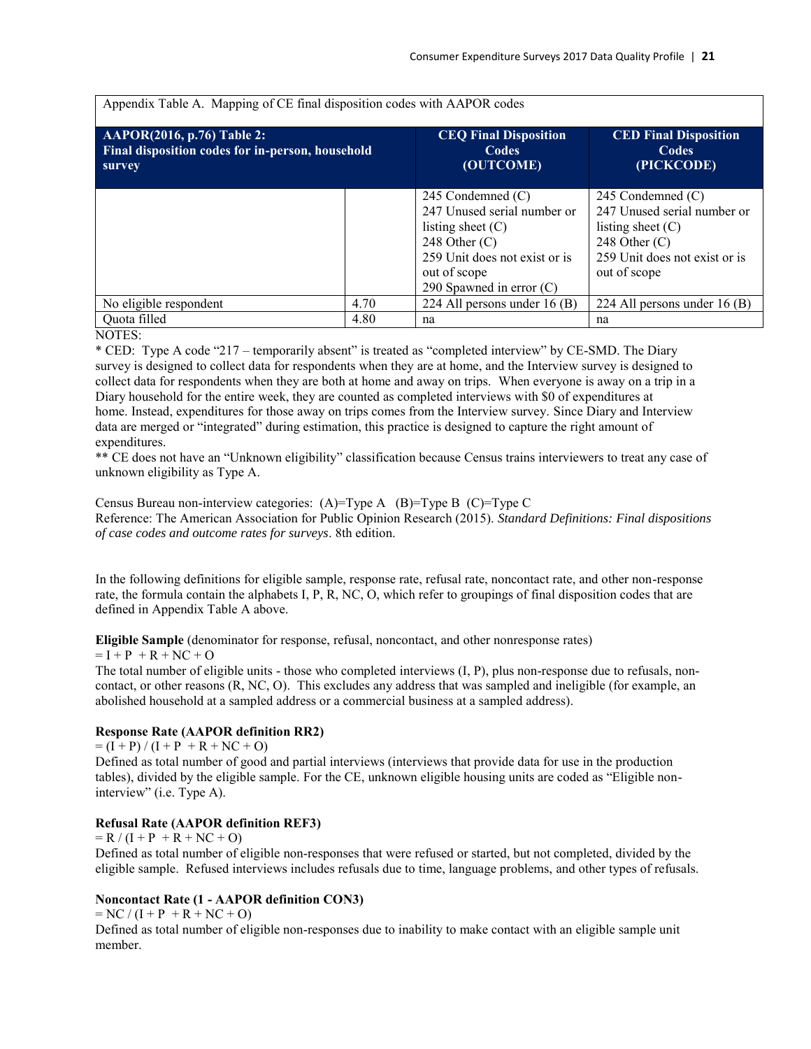| Appendix Table A. Mapping of CE final disposition codes with AAPOR codes | | | |
|---|---|---|---|
| **AAPOR(2016, p.76) Table 2: Final disposition codes for in-person, household survey** | | **CEQ Final Disposition Codes (OUTCOME)** | **CED Final Disposition Codes (PICKCODE)** |
| | | 245 Condemned (C)<br>247 Unused serial number or listing sheet (C)<br>248 Other (C)<br>259 Unit does not exist or is out of scope<br>290 Spawned in error (C) | 245 Condemned (C)<br>247 Unused serial number or listing sheet (C)<br>248 Other (C)<br>259 Unit does not exist or is out of scope |
| No eligible respondent | 4.70 | 224 All persons under 16 (B) | 224 All persons under 16 (B) |
| Quota filled | 4.80 | na | na |

NOTES:

* CED: Type A code "217 – temporarily absent" is treated as "completed interview" by CE-SMD. The Diary survey is designed to collect data for respondents when they are at home, and the Interview survey is designed to collect data for respondents when they are both at home and away on trips. When everyone is away on a trip in a Diary household for the entire week, they are counted as completed interviews with $0 of expenditures at home. Instead, expenditures for those away on trips comes from the Interview survey. Since Diary and Interview data are merged or "integrated" during estimation, this practice is designed to capture the right amount of expenditures.

** CE does not have an "Unknown eligibility" classification because Census trains interviewers to treat any case of unknown eligibility as Type A.

Census Bureau non-interview categories: (A)=Type A (B)=Type B (C)=Type C

Reference: The American Association for Public Opinion Research (2015). *Standard Definitions: Final dispositions of case codes and outcome rates for surveys*. 8th edition.

In the following definitions for eligible sample, response rate, refusal rate, noncontact rate, and other non-response rate, the formula contain the alphabets I, P, R, NC, O, which refer to groupings of final disposition codes that are defined in Appendix Table A above.

**Eligible Sample** (denominator for response, refusal, noncontact, and other nonresponse rates)

$= I + P + R + NC + O$

The total number of eligible units - those who completed interviews (I, P), plus non-response due to refusals, non-contact, or other reasons (R, NC, O). This excludes any address that was sampled and ineligible (for example, an abolished household at a sampled address or a commercial business at a sampled address).

**Response Rate (AAPOR definition RR2)**

$= (I + P) / (I + P + R + NC + O)$

Defined as total number of good and partial interviews (interviews that provide data for use in the production tables), divided by the eligible sample. For the CE, unknown eligible housing units are coded as "Eligible non-interview" (i.e. Type A).

**Refusal Rate (AAPOR definition REF3)**

$= R / (I + P + R + NC + O)$

Defined as total number of eligible non-responses that were refused or started, but not completed, divided by the eligible sample. Refused interviews includes refusals due to time, language problems, and other types of refusals.

**Noncontact Rate (1 - AAPOR definition CON3)**

$= NC / (I + P + R + NC + O)$

Defined as total number of eligible non-responses due to inability to make contact with an eligible sample unit member.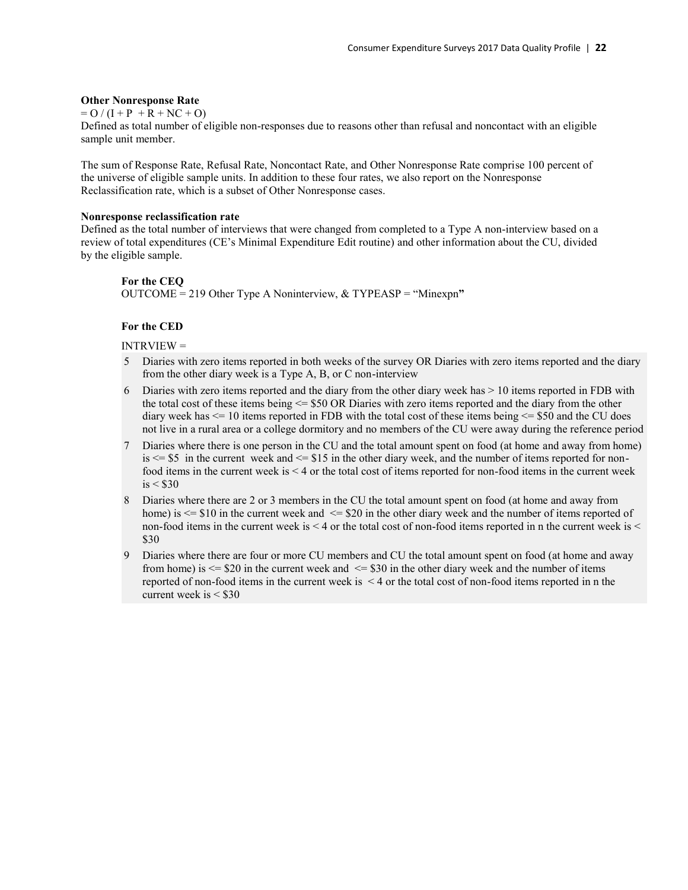**Other Nonresponse Rate**

= O / (I + P + R + NC + O)

Defined as total number of eligible non-responses due to reasons other than refusal and noncontact with an eligible sample unit member.

The sum of Response Rate, Refusal Rate, Noncontact Rate, and Other Nonresponse Rate comprise 100 percent of the universe of eligible sample units. In addition to these four rates, we also report on the Nonresponse Reclassification rate, which is a subset of Other Nonresponse cases.

**Nonresponse reclassification rate**

Defined as the total number of interviews that were changed from completed to a Type A non-interview based on a review of total expenditures (CE's Minimal Expenditure Edit routine) and other information about the CU, divided by the eligible sample.

**For the CEQ**

OUTCOME = 219 Other Type A Noninterview, & TYPEASP = "Minexpn**"**

**For the CED**

INTRVIEW =

| | |
|---|---|
| 5 | Diaries with zero items reported in both weeks of the survey OR Diaries with zero items reported and the diary from the other diary week is a Type A, B, or C non-interview |
| 6 | Diaries with zero items reported and the diary from the other diary week has > 10 items reported in FDB with the total cost of these items being <= $50 OR Diaries with zero items reported and the diary from the other diary week has <= 10 items reported in FDB with the total cost of these items being <= $50 and the CU does not live in a rural area or a college dormitory and no members of the CU were away during the reference period |
| 7 | Diaries where there is one person in the CU and the total amount spent on food (at home and away from home) is <= $5 in the current week and <= $15 in the other diary week, and the number of items reported for non-food items in the current week is < 4 or the total cost of items reported for non-food items in the current week is < $30 |
| 8 | Diaries where there are 2 or 3 members in the CU the total amount spent on food (at home and away from home) is <= $10 in the current week and <= $20 in the other diary week and the number of items reported of non-food items in the current week is < 4 or the total cost of non-food items reported in n the current week is < $30 |
| 9 | Diaries where there are four or more CU members and CU the total amount spent on food (at home and away from home) is <= $20 in the current week and <= $30 in the other diary week and the number of items reported of non-food items in the current week is < 4 or the total cost of non-food items reported in n the current week is < $30 |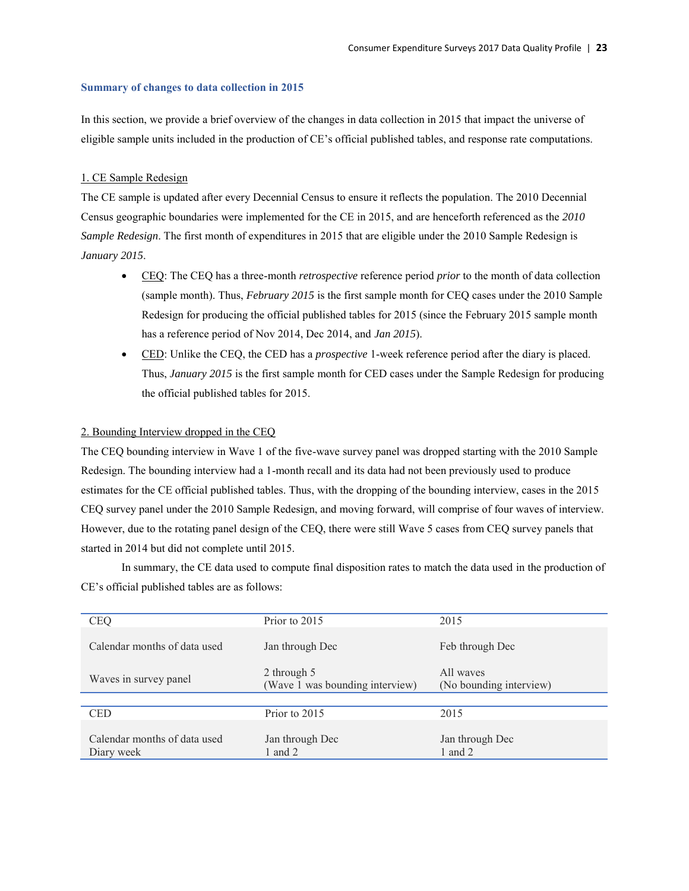### Summary of changes to data collection in 2015

In this section, we provide a brief overview of the changes in data collection in 2015 that impact the universe of eligible sample units included in the production of CE's official published tables, and response rate computations.

1. CE Sample Redesign

The CE sample is updated after every Decennial Census to ensure it reflects the population. The 2010 Decennial Census geographic boundaries were implemented for the CE in 2015, and are henceforth referenced as the *2010 Sample Redesign*. The first month of expenditures in 2015 that are eligible under the 2010 Sample Redesign is *January 2015*.

- CEQ: The CEQ has a three-month *retrospective* reference period *prior* to the month of data collection (sample month). Thus, *February 2015* is the first sample month for CEQ cases under the 2010 Sample Redesign for producing the official published tables for 2015 (since the February 2015 sample month has a reference period of Nov 2014, Dec 2014, and *Jan 2015*).
- CED: Unlike the CEQ, the CED has a *prospective* 1-week reference period after the diary is placed. Thus, *January 2015* is the first sample month for CED cases under the Sample Redesign for producing the official published tables for 2015.

2. Bounding Interview dropped in the CEQ

The CEQ bounding interview in Wave 1 of the five-wave survey panel was dropped starting with the 2010 Sample Redesign. The bounding interview had a 1-month recall and its data had not been previously used to produce estimates for the CE official published tables. Thus, with the dropping of the bounding interview, cases in the 2015 CEQ survey panel under the 2010 Sample Redesign, and moving forward, will comprise of four waves of interview. However, due to the rotating panel design of the CEQ, there were still Wave 5 cases from CEQ survey panels that started in 2014 but did not complete until 2015.

In summary, the CE data used to compute final disposition rates to match the data used in the production of CE's official published tables are as follows:

| CEQ | Prior to 2015 | 2015 |
|---|---|---|
| Calendar months of data used | Jan through Dec | Feb through Dec |
| Waves in survey panel | 2 through 5 (Wave 1 was bounding interview) | All waves (No bounding interview) |

| CED | Prior to 2015 | 2015 |
|---|---|---|
| Calendar months of data used | Jan through Dec | Jan through Dec |
| Diary week | 1 and 2 | 1 and 2 |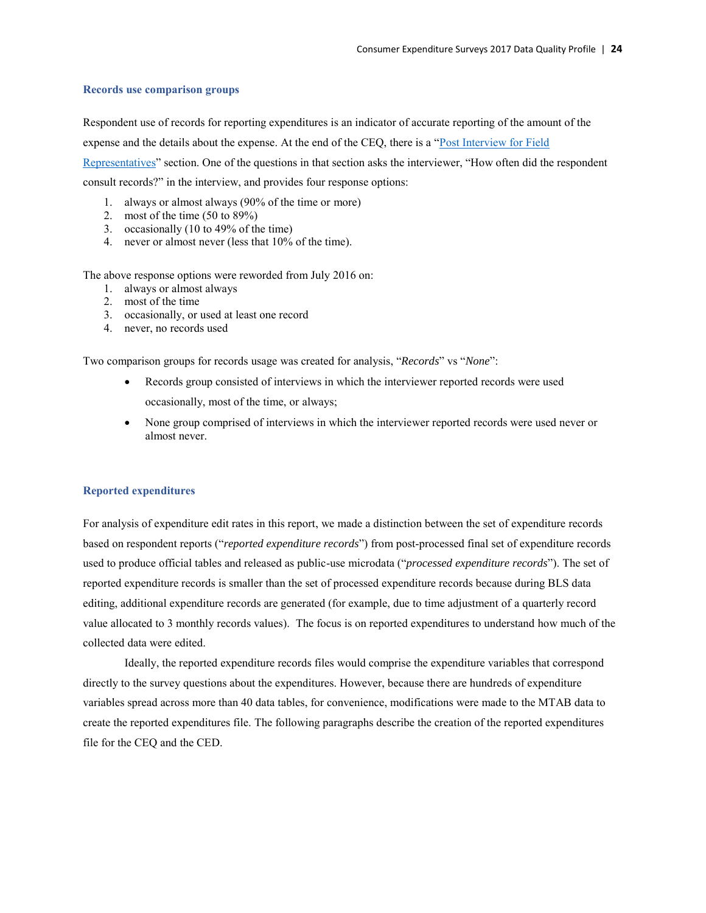### Records use comparison groups

Respondent use of records for reporting expenditures is an indicator of accurate reporting of the amount of the expense and the details about the expense. At the end of the CEQ, there is a "[Post Interview for Field Representatives]" section. One of the questions in that section asks the interviewer, "How often did the respondent consult records?" in the interview, and provides four response options:

1. always or almost always (90% of the time or more)
2. most of the time (50 to 89%)
3. occasionally (10 to 49% of the time)
4. never or almost never (less that 10% of the time).

The above response options were reworded from July 2016 on:

1. always or almost always
2. most of the time
3. occasionally, or used at least one record
4. never, no records used

Two comparison groups for records usage was created for analysis, "*Records*" vs "*None*":

- Records group consisted of interviews in which the interviewer reported records were used occasionally, most of the time, or always;
- None group comprised of interviews in which the interviewer reported records were used never or almost never.

### Reported expenditures

For analysis of expenditure edit rates in this report, we made a distinction between the set of expenditure records based on respondent reports ("*reported expenditure records*") from post-processed final set of expenditure records used to produce official tables and released as public-use microdata ("*processed expenditure records*"). The set of reported expenditure records is smaller than the set of processed expenditure records because during BLS data editing, additional expenditure records are generated (for example, due to time adjustment of a quarterly record value allocated to 3 monthly records values). The focus is on reported expenditures to understand how much of the collected data were edited.

Ideally, the reported expenditure records files would comprise the expenditure variables that correspond directly to the survey questions about the expenditures. However, because there are hundreds of expenditure variables spread across more than 40 data tables, for convenience, modifications were made to the MTAB data to create the reported expenditures file. The following paragraphs describe the creation of the reported expenditures file for the CEQ and the CED.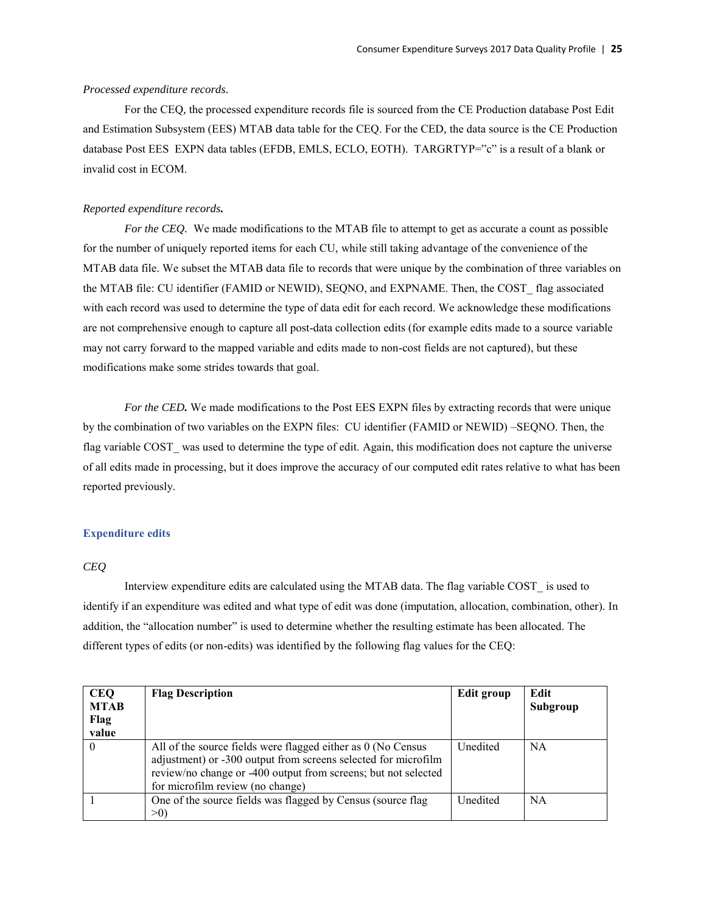*Processed expenditure records*.

For the CEQ*,* the processed expenditure records file is sourced from the CE Production database Post Edit and Estimation Subsystem (EES) MTAB data table for the CEQ. For the CED*,* the data source is the CE Production database Post EES EXPN data tables (EFDB, EMLS, ECLO, EOTH). TARGRTYP="c" is a result of a blank or invalid cost in ECOM.

*Reported expenditure records.*

*For the CEQ.* We made modifications to the MTAB file to attempt to get as accurate a count as possible for the number of uniquely reported items for each CU, while still taking advantage of the convenience of the MTAB data file. We subset the MTAB data file to records that were unique by the combination of three variables on the MTAB file: CU identifier (FAMID or NEWID), SEQNO, and EXPNAME. Then, the COST_ flag associated with each record was used to determine the type of data edit for each record. We acknowledge these modifications are not comprehensive enough to capture all post-data collection edits (for example edits made to a source variable may not carry forward to the mapped variable and edits made to non-cost fields are not captured), but these modifications make some strides towards that goal.

*For the CED.* We made modifications to the Post EES EXPN files by extracting records that were unique by the combination of two variables on the EXPN files: CU identifier (FAMID or NEWID) –SEQNO. Then, the flag variable COST_ was used to determine the type of edit. Again, this modification does not capture the universe of all edits made in processing, but it does improve the accuracy of our computed edit rates relative to what has been reported previously.

### Expenditure edits

*CEQ*

Interview expenditure edits are calculated using the MTAB data. The flag variable COST_ is used to identify if an expenditure was edited and what type of edit was done (imputation, allocation, combination, other). In addition, the "allocation number" is used to determine whether the resulting estimate has been allocated. The different types of edits (or non-edits) was identified by the following flag values for the CEQ:

| CEQ MTAB Flag value | Flag Description | Edit group | Edit Subgroup |
|---|---|---|---|
| 0 | All of the source fields were flagged either as 0 (No Census adjustment) or -300 output from screens selected for microfilm review/no change or -400 output from screens; but not selected for microfilm review (no change) | Unedited | NA |
| 1 | One of the source fields was flagged by Census (source flag >0) | Unedited | NA |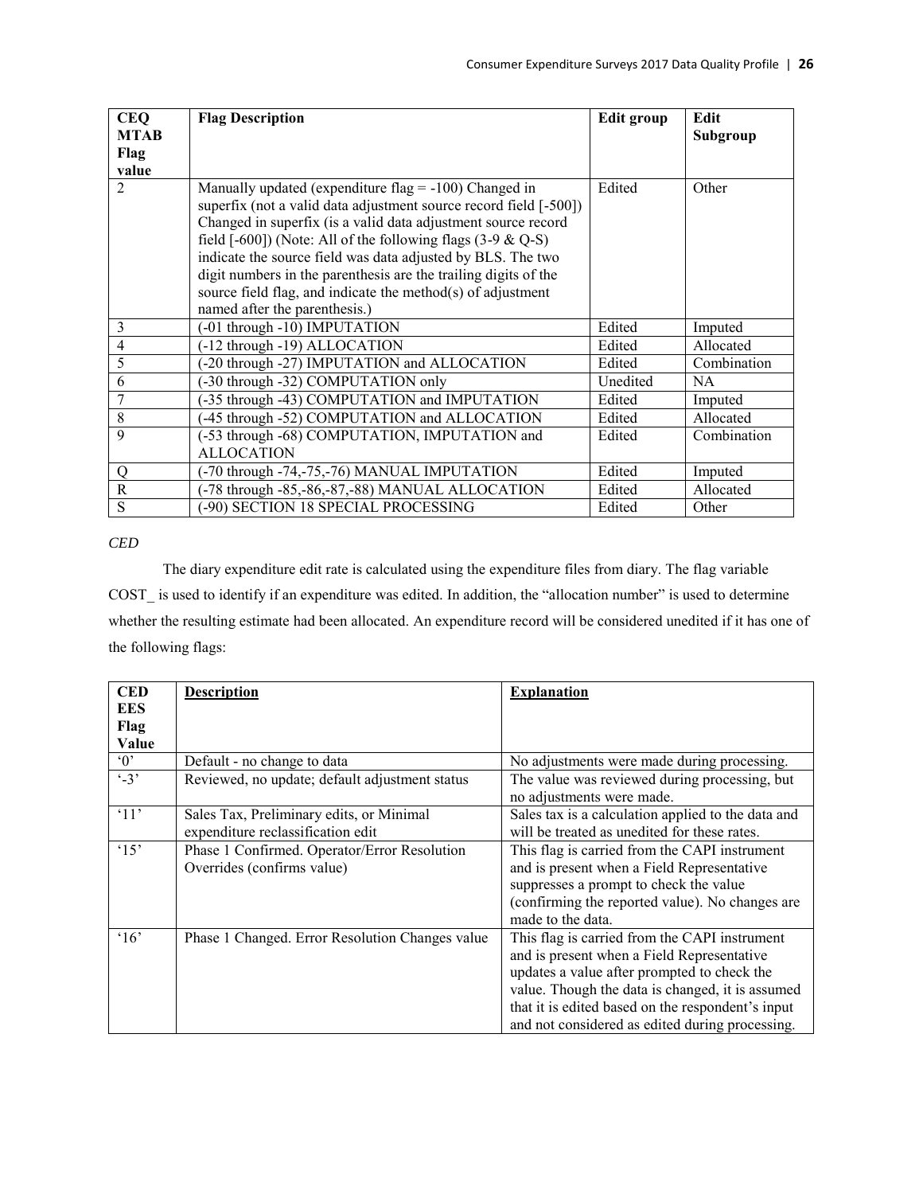| CEQ MTAB Flag value | Flag Description | Edit group | Edit Subgroup |
|---|---|---|---|
| 2 | Manually updated (expenditure flag = -100) Changed in superfix (not a valid data adjustment source record field [-500]) Changed in superfix (is a valid data adjustment source record field [-600]) (Note: All of the following flags (3-9 & Q-S) indicate the source field was data adjusted by BLS. The two digit numbers in the parenthesis are the trailing digits of the source field flag, and indicate the method(s) of adjustment named after the parenthesis.) | Edited | Other |
| 3 | (-01 through -10) IMPUTATION | Edited | Imputed |
| 4 | (-12 through -19) ALLOCATION | Edited | Allocated |
| 5 | (-20 through -27) IMPUTATION and ALLOCATION | Edited | Combination |
| 6 | (-30 through -32) COMPUTATION only | Unedited | NA |
| 7 | (-35 through -43) COMPUTATION and IMPUTATION | Edited | Imputed |
| 8 | (-45 through -52) COMPUTATION and ALLOCATION | Edited | Allocated |
| 9 | (-53 through -68) COMPUTATION, IMPUTATION and ALLOCATION | Edited | Combination |
| Q | (-70 through -74,-75,-76) MANUAL IMPUTATION | Edited | Imputed |
| R | (-78 through -85,-86,-87,-88) MANUAL ALLOCATION | Edited | Allocated |
| S | (-90) SECTION 18 SPECIAL PROCESSING | Edited | Other |

*CED*

The diary expenditure edit rate is calculated using the expenditure files from diary. The flag variable COST_ is used to identify if an expenditure was edited. In addition, the "allocation number" is used to determine whether the resulting estimate had been allocated. An expenditure record will be considered unedited if it has one of the following flags:

| CED EES Flag Value | Description | Explanation |
|---|---|---|
| '0' | Default - no change to data | No adjustments were made during processing. |
| '-3' | Reviewed, no update; default adjustment status | The value was reviewed during processing, but no adjustments were made. |
| '11' | Sales Tax, Preliminary edits, or Minimal expenditure reclassification edit | Sales tax is a calculation applied to the data and will be treated as unedited for these rates. |
| '15' | Phase 1 Confirmed. Operator/Error Resolution Overrides (confirms value) | This flag is carried from the CAPI instrument and is present when a Field Representative suppresses a prompt to check the value (confirming the reported value). No changes are made to the data. |
| '16' | Phase 1 Changed. Error Resolution Changes value | This flag is carried from the CAPI instrument and is present when a Field Representative updates a value after prompted to check the value. Though the data is changed, it is assumed that it is edited based on the respondent's input and not considered as edited during processing. |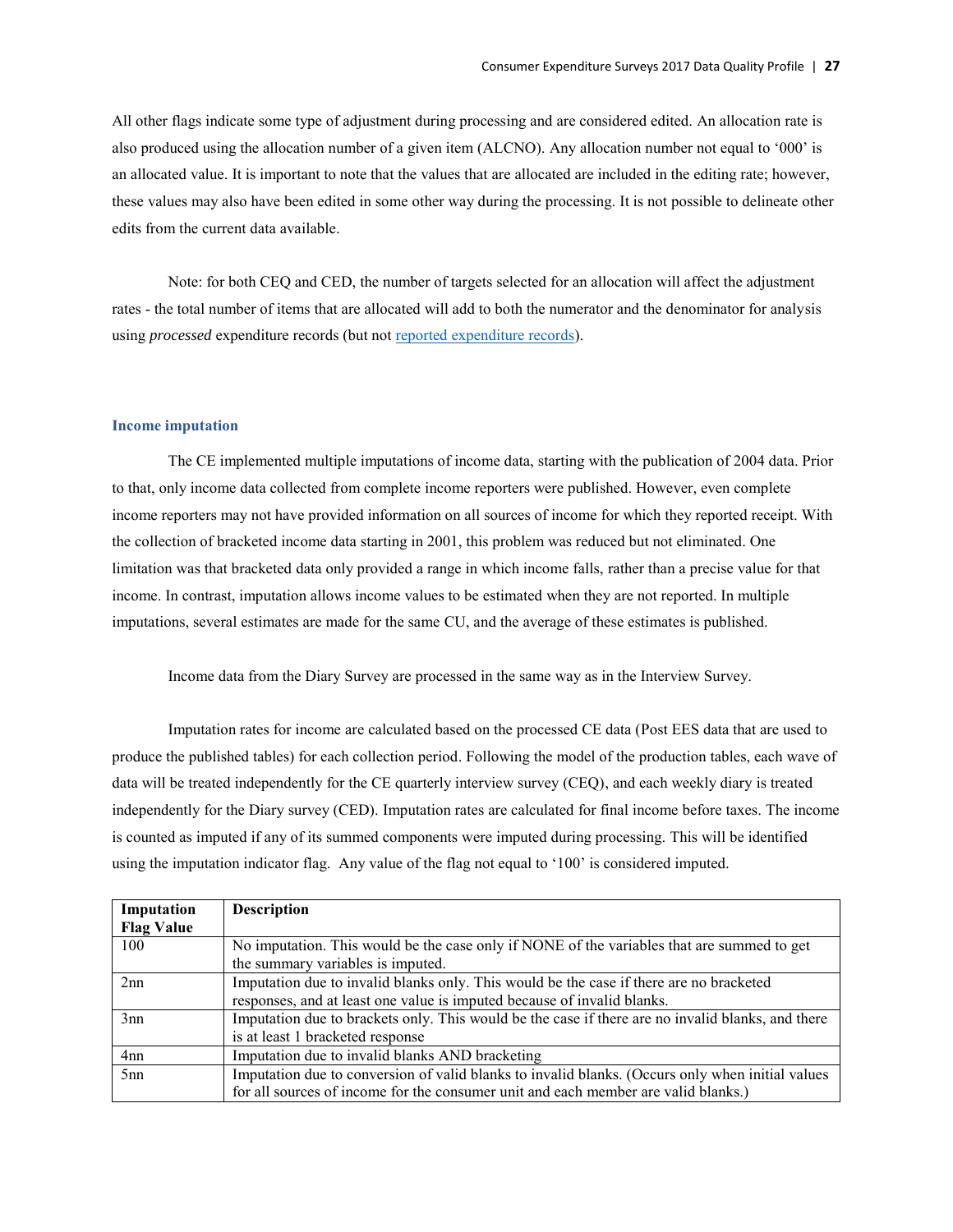All other flags indicate some type of adjustment during processing and are considered edited. An allocation rate is also produced using the allocation number of a given item (ALCNO). Any allocation number not equal to '000' is an allocated value. It is important to note that the values that are allocated are included in the editing rate; however, these values may also have been edited in some other way during the processing. It is not possible to delineate other edits from the current data available.

Note: for both CEQ and CED, the number of targets selected for an allocation will affect the adjustment rates - the total number of items that are allocated will add to both the numerator and the denominator for analysis using *processed* expenditure records (but not [reported expenditure records](#)).

### Income imputation

The CE implemented multiple imputations of income data, starting with the publication of 2004 data. Prior to that, only income data collected from complete income reporters were published. However, even complete income reporters may not have provided information on all sources of income for which they reported receipt. With the collection of bracketed income data starting in 2001, this problem was reduced but not eliminated. One limitation was that bracketed data only provided a range in which income falls, rather than a precise value for that income. In contrast, imputation allows income values to be estimated when they are not reported. In multiple imputations, several estimates are made for the same CU, and the average of these estimates is published.

Income data from the Diary Survey are processed in the same way as in the Interview Survey.

Imputation rates for income are calculated based on the processed CE data (Post EES data that are used to produce the published tables) for each collection period. Following the model of the production tables, each wave of data will be treated independently for the CE quarterly interview survey (CEQ), and each weekly diary is treated independently for the Diary survey (CED). Imputation rates are calculated for final income before taxes. The income is counted as imputed if any of its summed components were imputed during processing. This will be identified using the imputation indicator flag. Any value of the flag not equal to '100' is considered imputed.

| Imputation Flag Value | Description |
|---|---|
| 100 | No imputation. This would be the case only if NONE of the variables that are summed to get the summary variables is imputed. |
| 2nn | Imputation due to invalid blanks only. This would be the case if there are no bracketed responses, and at least one value is imputed because of invalid blanks. |
| 3nn | Imputation due to brackets only. This would be the case if there are no invalid blanks, and there is at least 1 bracketed response |
| 4nn | Imputation due to invalid blanks AND bracketing |
| 5nn | Imputation due to conversion of valid blanks to invalid blanks. (Occurs only when initial values for all sources of income for the consumer unit and each member are valid blanks.) |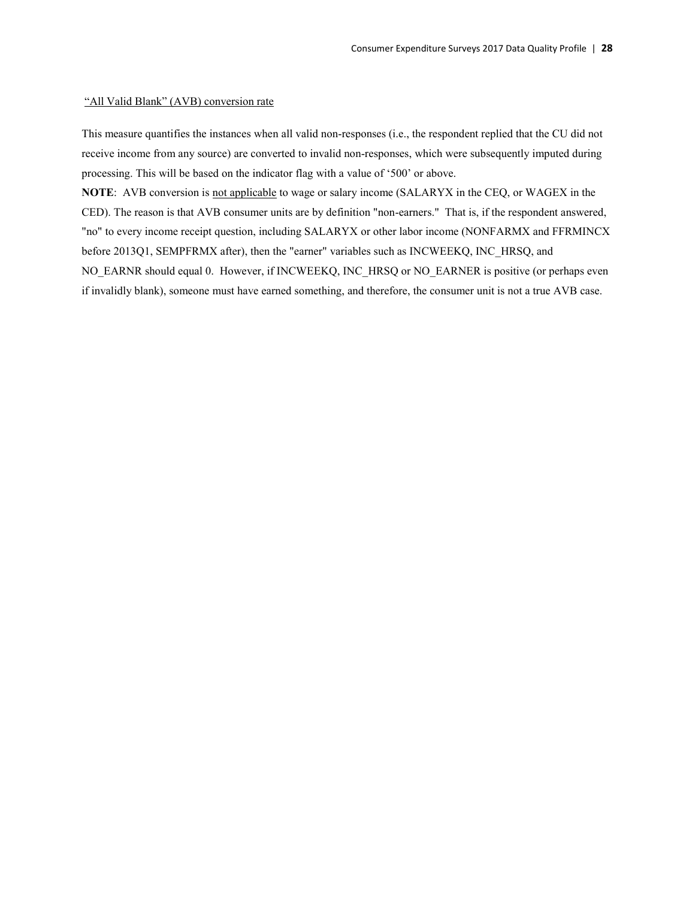"All Valid Blank" (AVB) conversion rate

This measure quantifies the instances when all valid non-responses (i.e., the respondent replied that the CU did not receive income from any source) are converted to invalid non-responses, which were subsequently imputed during processing. This will be based on the indicator flag with a value of '500' or above.

**NOTE**: AVB conversion is not applicable to wage or salary income (SALARYX in the CEQ, or WAGEX in the CED). The reason is that AVB consumer units are by definition "non-earners." That is, if the respondent answered, "no" to every income receipt question, including SALARYX or other labor income (NONFARMX and FFRMINCX before 2013Q1, SEMPFRMX after), then the "earner" variables such as INCWEEKQ, INC_HRSQ, and NO_EARNR should equal 0. However, if INCWEEKQ, INC_HRSQ or NO_EARNER is positive (or perhaps even if invalidly blank), someone must have earned something, and therefore, the consumer unit is not a true AVB case.